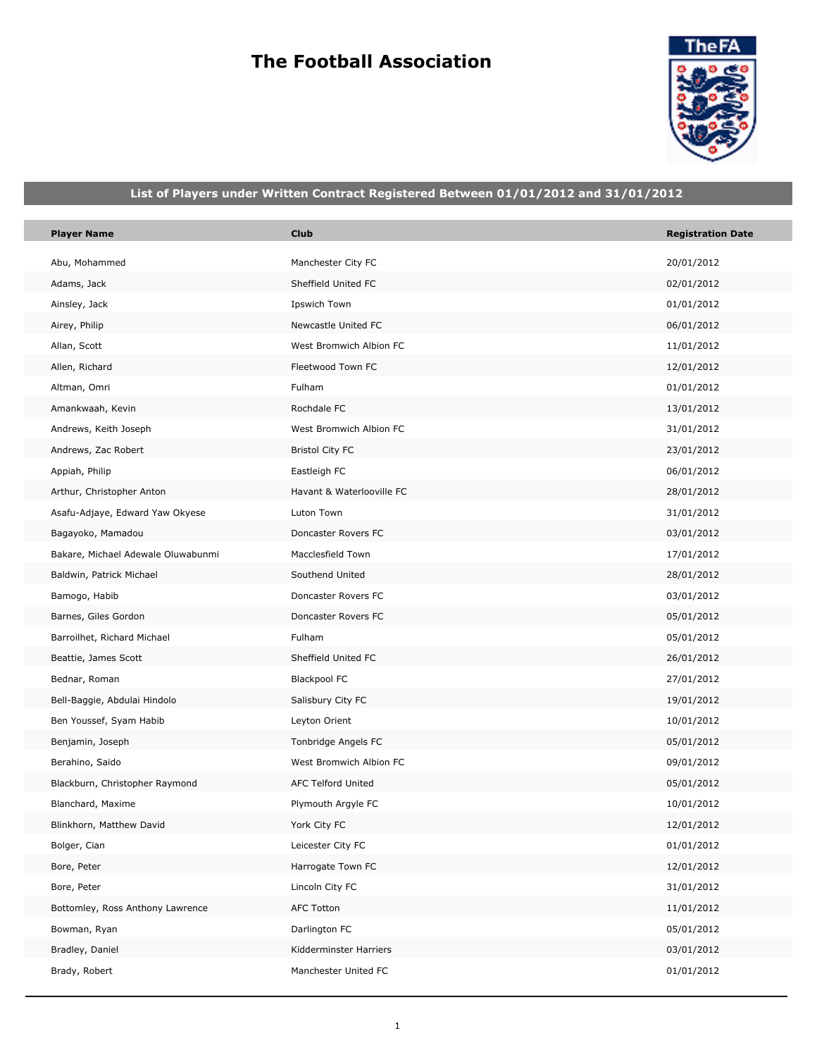# The Football Association

## List of Players under Written Contract Registered Between 01/01/2012 and 31/01/2012

| Player Name | Club | Registration Date |
|---|---|---|
| Abu, Mohammed | Manchester City FC | 20/01/2012 |
| Adams, Jack | Sheffield United FC | 02/01/2012 |
| Ainsley, Jack | Ipswich Town | 01/01/2012 |
| Airey, Philip | Newcastle United FC | 06/01/2012 |
| Allan, Scott | West Bromwich Albion FC | 11/01/2012 |
| Allen, Richard | Fleetwood Town FC | 12/01/2012 |
| Altman, Omri | Fulham | 01/01/2012 |
| Amankwaah, Kevin | Rochdale FC | 13/01/2012 |
| Andrews, Keith Joseph | West Bromwich Albion FC | 31/01/2012 |
| Andrews, Zac Robert | Bristol City FC | 23/01/2012 |
| Appiah, Philip | Eastleigh FC | 06/01/2012 |
| Arthur, Christopher Anton | Havant & Waterlooville FC | 28/01/2012 |
| Asafu-Adjaye, Edward Yaw Okyese | Luton Town | 31/01/2012 |
| Bagayoko, Mamadou | Doncaster Rovers FC | 03/01/2012 |
| Bakare, Michael Adewale Oluwabunmi | Macclesfield Town | 17/01/2012 |
| Baldwin, Patrick Michael | Southend United | 28/01/2012 |
| Bamogo, Habib | Doncaster Rovers FC | 03/01/2012 |
| Barnes, Giles Gordon | Doncaster Rovers FC | 05/01/2012 |
| Barroilhet, Richard Michael | Fulham | 05/01/2012 |
| Beattie, James Scott | Sheffield United FC | 26/01/2012 |
| Bednar, Roman | Blackpool FC | 27/01/2012 |
| Bell-Baggie, Abdulai Hindolo | Salisbury City FC | 19/01/2012 |
| Ben Youssef, Syam Habib | Leyton Orient | 10/01/2012 |
| Benjamin, Joseph | Tonbridge Angels FC | 05/01/2012 |
| Berahino, Saido | West Bromwich Albion FC | 09/01/2012 |
| Blackburn, Christopher Raymond | AFC Telford United | 05/01/2012 |
| Blanchard, Maxime | Plymouth Argyle FC | 10/01/2012 |
| Blinkhorn, Matthew David | York City FC | 12/01/2012 |
| Bolger, Cian | Leicester City FC | 01/01/2012 |
| Bore, Peter | Harrogate Town FC | 12/01/2012 |
| Bore, Peter | Lincoln City FC | 31/01/2012 |
| Bottomley, Ross Anthony Lawrence | AFC Totton | 11/01/2012 |
| Bowman, Ryan | Darlington FC | 05/01/2012 |
| Bradley, Daniel | Kidderminster Harriers | 03/01/2012 |
| Brady, Robert | Manchester United FC | 01/01/2012 |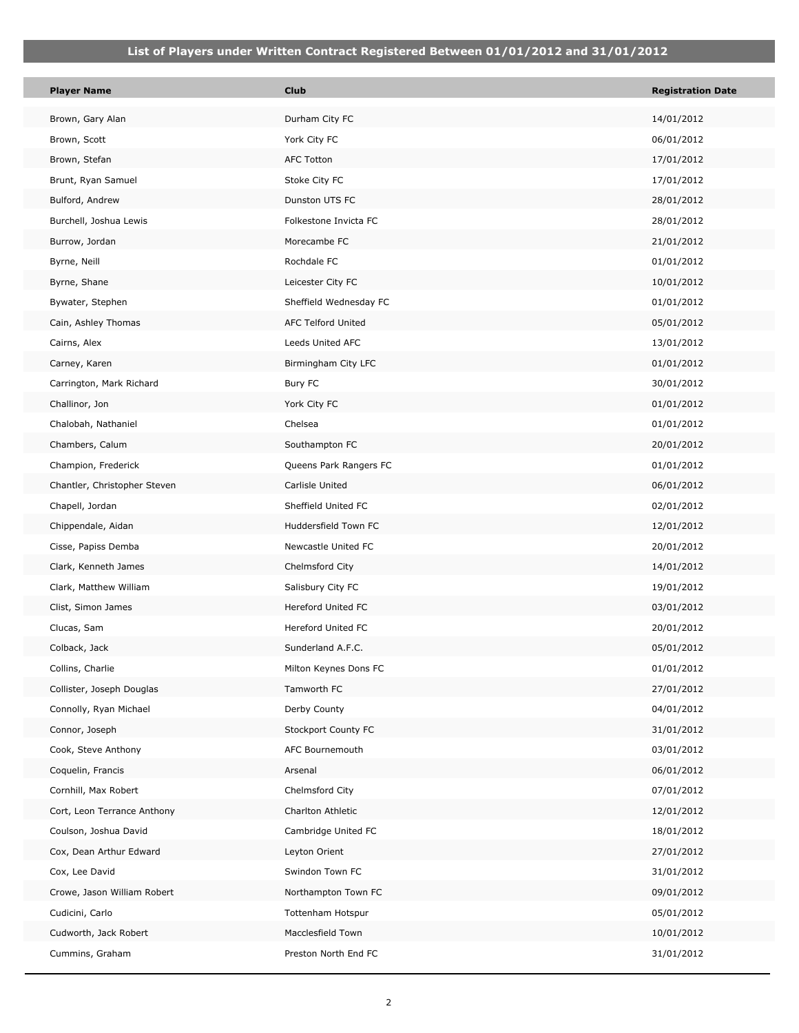## List of Players under Written Contract Registered Between 01/01/2012 and 31/01/2012

| Player Name | Club | Registration Date |
|---|---|---|
| Brown, Gary Alan | Durham City FC | 14/01/2012 |
| Brown, Scott | York City FC | 06/01/2012 |
| Brown, Stefan | AFC Totton | 17/01/2012 |
| Brunt, Ryan Samuel | Stoke City FC | 17/01/2012 |
| Bulford, Andrew | Dunston UTS FC | 28/01/2012 |
| Burchell, Joshua Lewis | Folkestone Invicta FC | 28/01/2012 |
| Burrow, Jordan | Morecambe FC | 21/01/2012 |
| Byrne, Neill | Rochdale FC | 01/01/2012 |
| Byrne, Shane | Leicester City FC | 10/01/2012 |
| Bywater, Stephen | Sheffield Wednesday FC | 01/01/2012 |
| Cain, Ashley Thomas | AFC Telford United | 05/01/2012 |
| Cairns, Alex | Leeds United AFC | 13/01/2012 |
| Carney, Karen | Birmingham City LFC | 01/01/2012 |
| Carrington, Mark Richard | Bury FC | 30/01/2012 |
| Challinor, Jon | York City FC | 01/01/2012 |
| Chalobah, Nathaniel | Chelsea | 01/01/2012 |
| Chambers, Calum | Southampton FC | 20/01/2012 |
| Champion, Frederick | Queens Park Rangers FC | 01/01/2012 |
| Chantler, Christopher Steven | Carlisle United | 06/01/2012 |
| Chapell, Jordan | Sheffield United FC | 02/01/2012 |
| Chippendale, Aidan | Huddersfield Town FC | 12/01/2012 |
| Cisse, Papiss Demba | Newcastle United FC | 20/01/2012 |
| Clark, Kenneth James | Chelmsford City | 14/01/2012 |
| Clark, Matthew William | Salisbury City FC | 19/01/2012 |
| Clist, Simon James | Hereford United FC | 03/01/2012 |
| Clucas, Sam | Hereford United FC | 20/01/2012 |
| Colback, Jack | Sunderland A.F.C. | 05/01/2012 |
| Collins, Charlie | Milton Keynes Dons FC | 01/01/2012 |
| Collister, Joseph Douglas | Tamworth FC | 27/01/2012 |
| Connolly, Ryan Michael | Derby County | 04/01/2012 |
| Connor, Joseph | Stockport County FC | 31/01/2012 |
| Cook, Steve Anthony | AFC Bournemouth | 03/01/2012 |
| Coquelin, Francis | Arsenal | 06/01/2012 |
| Cornhill, Max Robert | Chelmsford City | 07/01/2012 |
| Cort, Leon Terrance Anthony | Charlton Athletic | 12/01/2012 |
| Coulson, Joshua David | Cambridge United FC | 18/01/2012 |
| Cox, Dean Arthur Edward | Leyton Orient | 27/01/2012 |
| Cox, Lee David | Swindon Town FC | 31/01/2012 |
| Crowe, Jason William Robert | Northampton Town FC | 09/01/2012 |
| Cudicini, Carlo | Tottenham Hotspur | 05/01/2012 |
| Cudworth, Jack Robert | Macclesfield Town | 10/01/2012 |
| Cummins, Graham | Preston North End FC | 31/01/2012 |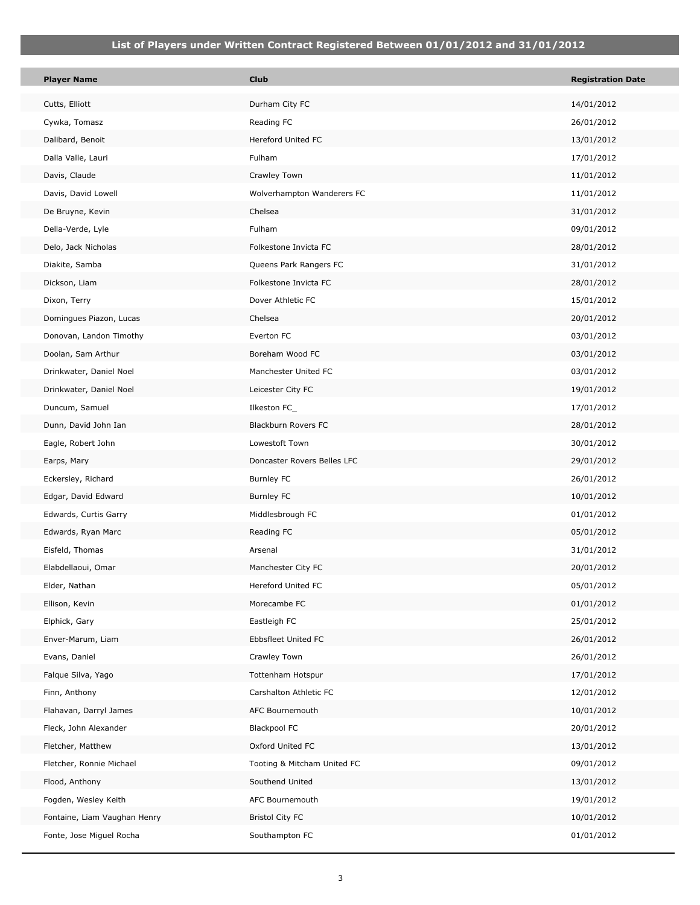## List of Players under Written Contract Registered Between 01/01/2012 and 31/01/2012

| Player Name | Club | Registration Date |
|---|---|---|
| Cutts, Elliott | Durham City FC | 14/01/2012 |
| Cywka, Tomasz | Reading FC | 26/01/2012 |
| Dalibard, Benoit | Hereford United FC | 13/01/2012 |
| Dalla Valle, Lauri | Fulham | 17/01/2012 |
| Davis, Claude | Crawley Town | 11/01/2012 |
| Davis, David Lowell | Wolverhampton Wanderers FC | 11/01/2012 |
| De Bruyne, Kevin | Chelsea | 31/01/2012 |
| Della-Verde, Lyle | Fulham | 09/01/2012 |
| Delo, Jack Nicholas | Folkestone Invicta FC | 28/01/2012 |
| Diakite, Samba | Queens Park Rangers FC | 31/01/2012 |
| Dickson, Liam | Folkestone Invicta FC | 28/01/2012 |
| Dixon, Terry | Dover Athletic FC | 15/01/2012 |
| Domingues Piazon, Lucas | Chelsea | 20/01/2012 |
| Donovan, Landon Timothy | Everton FC | 03/01/2012 |
| Doolan, Sam Arthur | Boreham Wood FC | 03/01/2012 |
| Drinkwater, Daniel Noel | Manchester United FC | 03/01/2012 |
| Drinkwater, Daniel Noel | Leicester City FC | 19/01/2012 |
| Duncum, Samuel | Ilkeston FC_ | 17/01/2012 |
| Dunn, David John Ian | Blackburn Rovers FC | 28/01/2012 |
| Eagle, Robert John | Lowestoft Town | 30/01/2012 |
| Earps, Mary | Doncaster Rovers Belles LFC | 29/01/2012 |
| Eckersley, Richard | Burnley FC | 26/01/2012 |
| Edgar, David Edward | Burnley FC | 10/01/2012 |
| Edwards, Curtis Garry | Middlesbrough FC | 01/01/2012 |
| Edwards, Ryan Marc | Reading FC | 05/01/2012 |
| Eisfeld, Thomas | Arsenal | 31/01/2012 |
| Elabdellaoui, Omar | Manchester City FC | 20/01/2012 |
| Elder, Nathan | Hereford United FC | 05/01/2012 |
| Ellison, Kevin | Morecambe FC | 01/01/2012 |
| Elphick, Gary | Eastleigh FC | 25/01/2012 |
| Enver-Marum, Liam | Ebbsfleet United FC | 26/01/2012 |
| Evans, Daniel | Crawley Town | 26/01/2012 |
| Falque Silva, Yago | Tottenham Hotspur | 17/01/2012 |
| Finn, Anthony | Carshalton Athletic FC | 12/01/2012 |
| Flahavan, Darryl James | AFC Bournemouth | 10/01/2012 |
| Fleck, John Alexander | Blackpool FC | 20/01/2012 |
| Fletcher, Matthew | Oxford United FC | 13/01/2012 |
| Fletcher, Ronnie Michael | Tooting & Mitcham United FC | 09/01/2012 |
| Flood, Anthony | Southend United | 13/01/2012 |
| Fogden, Wesley Keith | AFC Bournemouth | 19/01/2012 |
| Fontaine, Liam Vaughan Henry | Bristol City FC | 10/01/2012 |
| Fonte, Jose Miguel Rocha | Southampton FC | 01/01/2012 |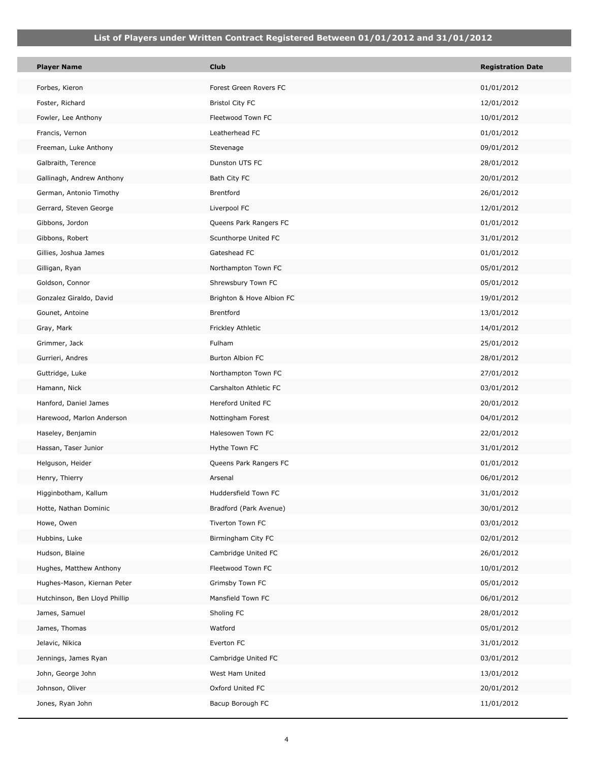## List of Players under Written Contract Registered Between 01/01/2012 and 31/01/2012

| Player Name | Club | Registration Date |
|---|---|---|
| Forbes, Kieron | Forest Green Rovers FC | 01/01/2012 |
| Foster, Richard | Bristol City FC | 12/01/2012 |
| Fowler, Lee Anthony | Fleetwood Town FC | 10/01/2012 |
| Francis, Vernon | Leatherhead FC | 01/01/2012 |
| Freeman, Luke Anthony | Stevenage | 09/01/2012 |
| Galbraith, Terence | Dunston UTS FC | 28/01/2012 |
| Gallinagh, Andrew Anthony | Bath City FC | 20/01/2012 |
| German, Antonio Timothy | Brentford | 26/01/2012 |
| Gerrard, Steven George | Liverpool FC | 12/01/2012 |
| Gibbons, Jordon | Queens Park Rangers FC | 01/01/2012 |
| Gibbons, Robert | Scunthorpe United FC | 31/01/2012 |
| Gillies, Joshua James | Gateshead FC | 01/01/2012 |
| Gilligan, Ryan | Northampton Town FC | 05/01/2012 |
| Goldson, Connor | Shrewsbury Town FC | 05/01/2012 |
| Gonzalez Giraldo, David | Brighton & Hove Albion FC | 19/01/2012 |
| Gounet, Antoine | Brentford | 13/01/2012 |
| Gray, Mark | Frickley Athletic | 14/01/2012 |
| Grimmer, Jack | Fulham | 25/01/2012 |
| Gurrieri, Andres | Burton Albion FC | 28/01/2012 |
| Guttridge, Luke | Northampton Town FC | 27/01/2012 |
| Hamann, Nick | Carshalton Athletic FC | 03/01/2012 |
| Hanford, Daniel James | Hereford United FC | 20/01/2012 |
| Harewood, Marlon Anderson | Nottingham Forest | 04/01/2012 |
| Haseley, Benjamin | Halesowen Town FC | 22/01/2012 |
| Hassan, Taser Junior | Hythe Town FC | 31/01/2012 |
| Helguson, Heider | Queens Park Rangers FC | 01/01/2012 |
| Henry, Thierry | Arsenal | 06/01/2012 |
| Higginbotham, Kallum | Huddersfield Town FC | 31/01/2012 |
| Hotte, Nathan Dominic | Bradford (Park Avenue) | 30/01/2012 |
| Howe, Owen | Tiverton Town FC | 03/01/2012 |
| Hubbins, Luke | Birmingham City FC | 02/01/2012 |
| Hudson, Blaine | Cambridge United FC | 26/01/2012 |
| Hughes, Matthew Anthony | Fleetwood Town FC | 10/01/2012 |
| Hughes-Mason, Kiernan Peter | Grimsby Town FC | 05/01/2012 |
| Hutchinson, Ben Lloyd Phillip | Mansfield Town FC | 06/01/2012 |
| James, Samuel | Sholing FC | 28/01/2012 |
| James, Thomas | Watford | 05/01/2012 |
| Jelavic, Nikica | Everton FC | 31/01/2012 |
| Jennings, James Ryan | Cambridge United FC | 03/01/2012 |
| John, George John | West Ham United | 13/01/2012 |
| Johnson, Oliver | Oxford United FC | 20/01/2012 |
| Jones, Ryan John | Bacup Borough FC | 11/01/2012 |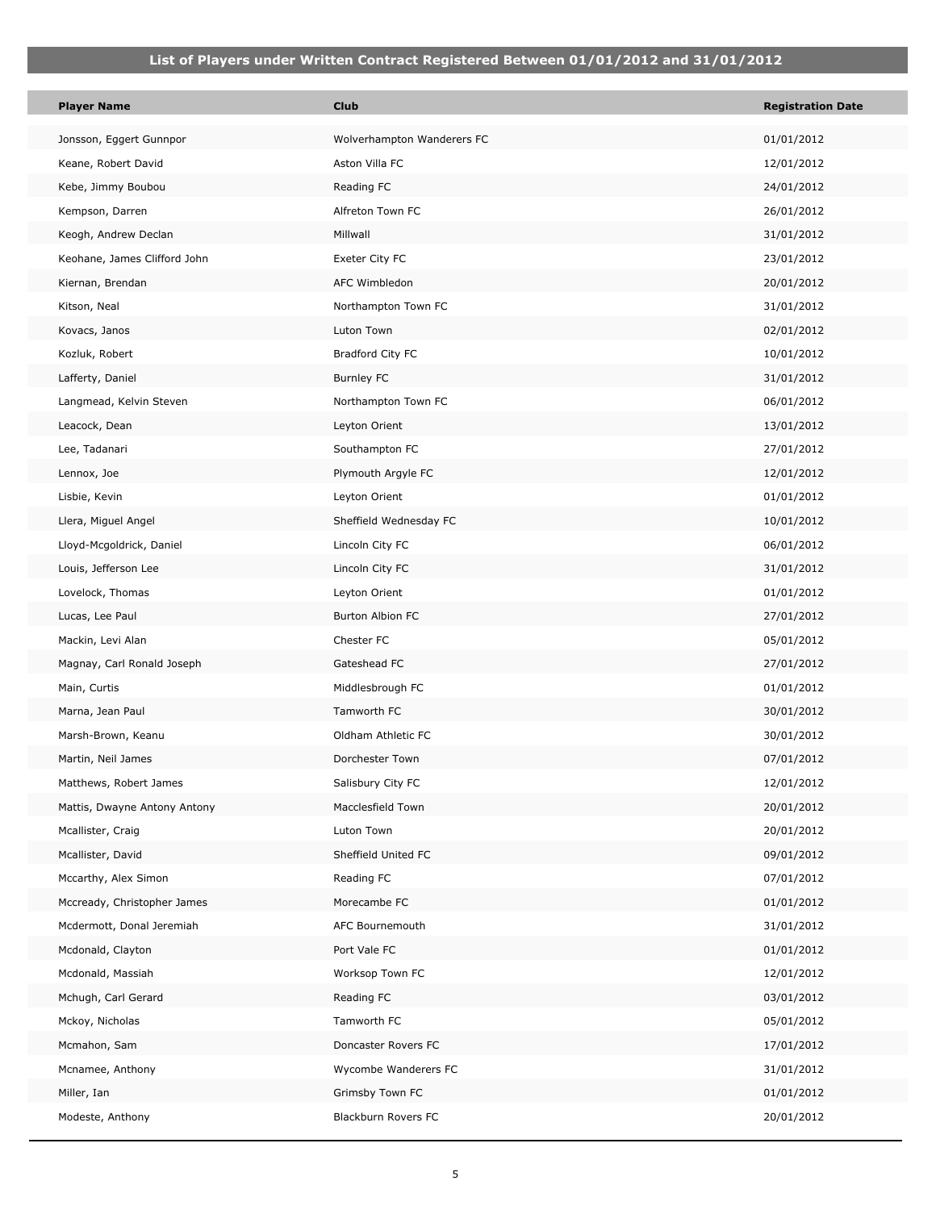## List of Players under Written Contract Registered Between 01/01/2012 and 31/01/2012

| Player Name | Club | Registration Date |
|---|---|---|
| Jonsson, Eggert Gunnpor | Wolverhampton Wanderers FC | 01/01/2012 |
| Keane, Robert David | Aston Villa FC | 12/01/2012 |
| Kebe, Jimmy Boubou | Reading FC | 24/01/2012 |
| Kempson, Darren | Alfreton Town FC | 26/01/2012 |
| Keogh, Andrew Declan | Millwall | 31/01/2012 |
| Keohane, James Clifford John | Exeter City FC | 23/01/2012 |
| Kiernan, Brendan | AFC Wimbledon | 20/01/2012 |
| Kitson, Neal | Northampton Town FC | 31/01/2012 |
| Kovacs, Janos | Luton Town | 02/01/2012 |
| Kozluk, Robert | Bradford City FC | 10/01/2012 |
| Lafferty, Daniel | Burnley FC | 31/01/2012 |
| Langmead, Kelvin Steven | Northampton Town FC | 06/01/2012 |
| Leacock, Dean | Leyton Orient | 13/01/2012 |
| Lee, Tadanari | Southampton FC | 27/01/2012 |
| Lennox, Joe | Plymouth Argyle FC | 12/01/2012 |
| Lisbie, Kevin | Leyton Orient | 01/01/2012 |
| Llera, Miguel Angel | Sheffield Wednesday FC | 10/01/2012 |
| Lloyd-Mcgoldrick, Daniel | Lincoln City FC | 06/01/2012 |
| Louis, Jefferson Lee | Lincoln City FC | 31/01/2012 |
| Lovelock, Thomas | Leyton Orient | 01/01/2012 |
| Lucas, Lee Paul | Burton Albion FC | 27/01/2012 |
| Mackin, Levi Alan | Chester FC | 05/01/2012 |
| Magnay, Carl Ronald Joseph | Gateshead FC | 27/01/2012 |
| Main, Curtis | Middlesbrough FC | 01/01/2012 |
| Marna, Jean Paul | Tamworth FC | 30/01/2012 |
| Marsh-Brown, Keanu | Oldham Athletic FC | 30/01/2012 |
| Martin, Neil James | Dorchester Town | 07/01/2012 |
| Matthews, Robert James | Salisbury City FC | 12/01/2012 |
| Mattis, Dwayne Antony Antony | Macclesfield Town | 20/01/2012 |
| Mcallister, Craig | Luton Town | 20/01/2012 |
| Mcallister, David | Sheffield United FC | 09/01/2012 |
| Mccarthy, Alex Simon | Reading FC | 07/01/2012 |
| Mccready, Christopher James | Morecambe FC | 01/01/2012 |
| Mcdermott, Donal Jeremiah | AFC Bournemouth | 31/01/2012 |
| Mcdonald, Clayton | Port Vale FC | 01/01/2012 |
| Mcdonald, Massiah | Worksop Town FC | 12/01/2012 |
| Mchugh, Carl Gerard | Reading FC | 03/01/2012 |
| Mckoy, Nicholas | Tamworth FC | 05/01/2012 |
| Mcmahon, Sam | Doncaster Rovers FC | 17/01/2012 |
| Mcnamee, Anthony | Wycombe Wanderers FC | 31/01/2012 |
| Miller, Ian | Grimsby Town FC | 01/01/2012 |
| Modeste, Anthony | Blackburn Rovers FC | 20/01/2012 |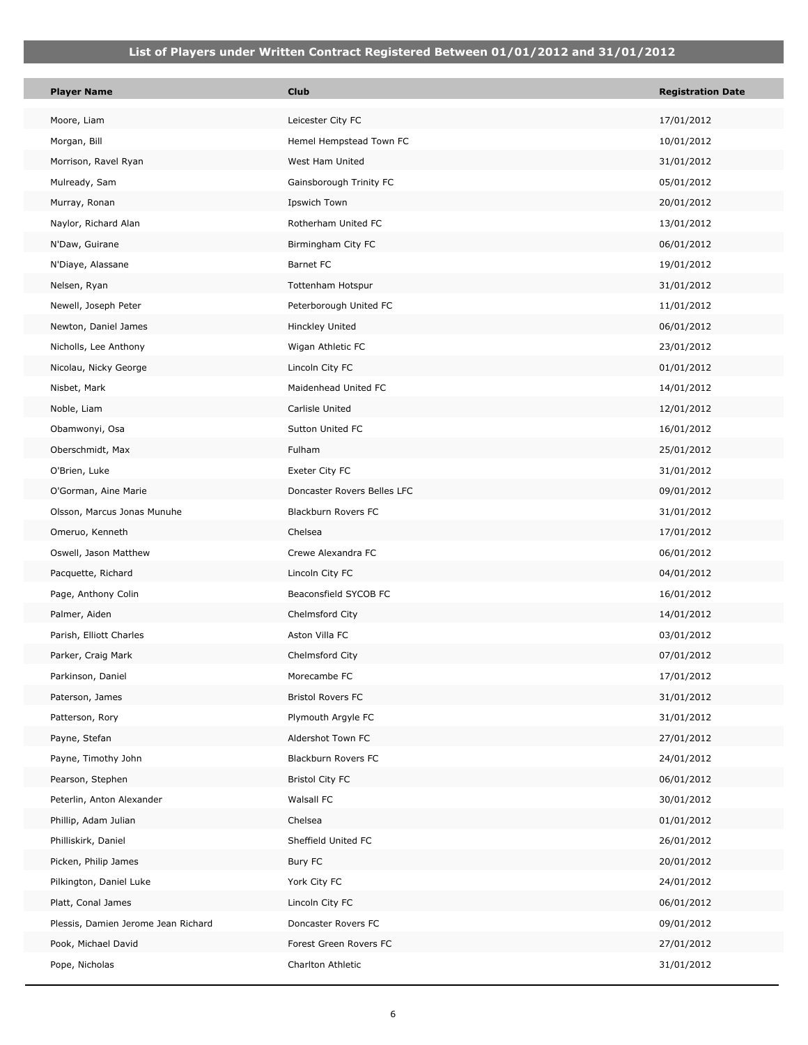## List of Players under Written Contract Registered Between 01/01/2012 and 31/01/2012

| Player Name | Club | Registration Date |
|---|---|---|
| Moore, Liam | Leicester City FC | 17/01/2012 |
| Morgan, Bill | Hemel Hempstead Town FC | 10/01/2012 |
| Morrison, Ravel Ryan | West Ham United | 31/01/2012 |
| Mulready, Sam | Gainsborough Trinity FC | 05/01/2012 |
| Murray, Ronan | Ipswich Town | 20/01/2012 |
| Naylor, Richard Alan | Rotherham United FC | 13/01/2012 |
| N'Daw, Guirane | Birmingham City FC | 06/01/2012 |
| N'Diaye, Alassane | Barnet FC | 19/01/2012 |
| Nelsen, Ryan | Tottenham Hotspur | 31/01/2012 |
| Newell, Joseph Peter | Peterborough United FC | 11/01/2012 |
| Newton, Daniel James | Hinckley United | 06/01/2012 |
| Nicholls, Lee Anthony | Wigan Athletic FC | 23/01/2012 |
| Nicolau, Nicky George | Lincoln City FC | 01/01/2012 |
| Nisbet, Mark | Maidenhead United FC | 14/01/2012 |
| Noble, Liam | Carlisle United | 12/01/2012 |
| Obamwonyi, Osa | Sutton United FC | 16/01/2012 |
| Oberschmidt, Max | Fulham | 25/01/2012 |
| O'Brien, Luke | Exeter City FC | 31/01/2012 |
| O'Gorman, Aine Marie | Doncaster Rovers Belles LFC | 09/01/2012 |
| Olsson, Marcus Jonas Munuhe | Blackburn Rovers FC | 31/01/2012 |
| Omeruo, Kenneth | Chelsea | 17/01/2012 |
| Oswell, Jason Matthew | Crewe Alexandra FC | 06/01/2012 |
| Pacquette, Richard | Lincoln City FC | 04/01/2012 |
| Page, Anthony Colin | Beaconsfield SYCOB FC | 16/01/2012 |
| Palmer, Aiden | Chelmsford City | 14/01/2012 |
| Parish, Elliott Charles | Aston Villa FC | 03/01/2012 |
| Parker, Craig Mark | Chelmsford City | 07/01/2012 |
| Parkinson, Daniel | Morecambe FC | 17/01/2012 |
| Paterson, James | Bristol Rovers FC | 31/01/2012 |
| Patterson, Rory | Plymouth Argyle FC | 31/01/2012 |
| Payne, Stefan | Aldershot Town FC | 27/01/2012 |
| Payne, Timothy John | Blackburn Rovers FC | 24/01/2012 |
| Pearson, Stephen | Bristol City FC | 06/01/2012 |
| Peterlin, Anton Alexander | Walsall FC | 30/01/2012 |
| Phillip, Adam Julian | Chelsea | 01/01/2012 |
| Philliskirk, Daniel | Sheffield United FC | 26/01/2012 |
| Picken, Philip James | Bury FC | 20/01/2012 |
| Pilkington, Daniel Luke | York City FC | 24/01/2012 |
| Platt, Conal James | Lincoln City FC | 06/01/2012 |
| Plessis, Damien Jerome Jean Richard | Doncaster Rovers FC | 09/01/2012 |
| Pook, Michael David | Forest Green Rovers FC | 27/01/2012 |
| Pope, Nicholas | Charlton Athletic | 31/01/2012 |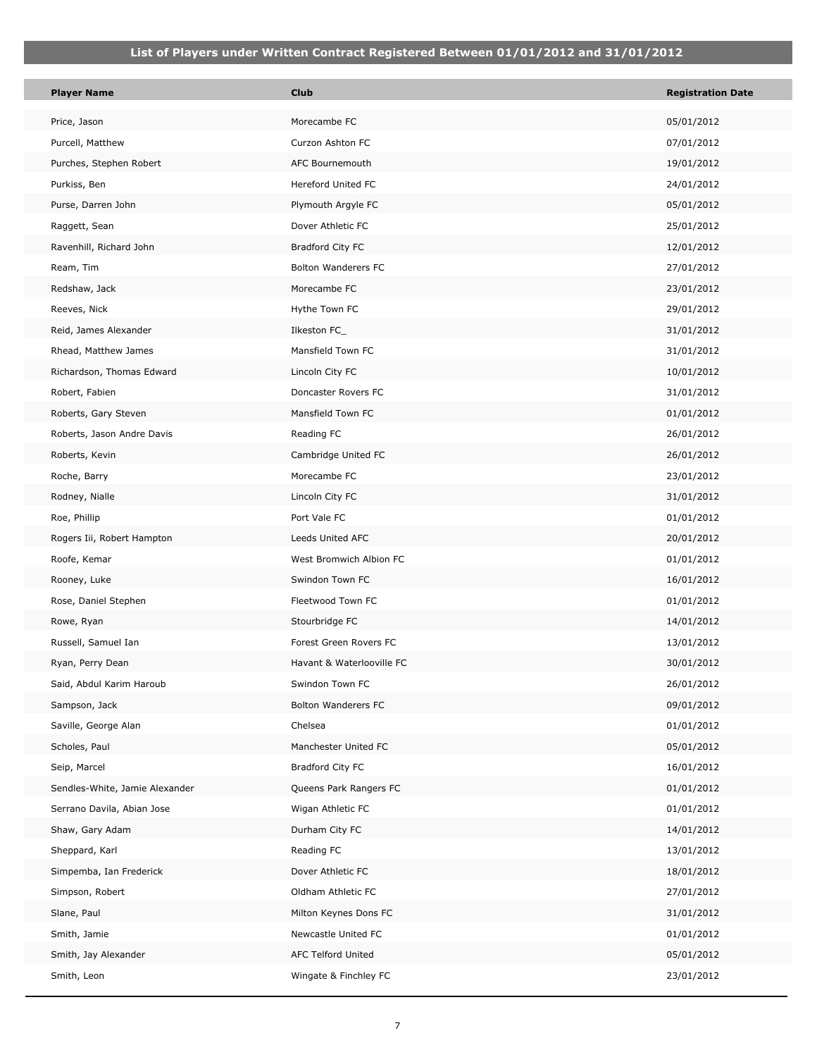## List of Players under Written Contract Registered Between 01/01/2012 and 31/01/2012

| Player Name | Club | Registration Date |
|---|---|---|
| Price, Jason | Morecambe FC | 05/01/2012 |
| Purcell, Matthew | Curzon Ashton FC | 07/01/2012 |
| Purches, Stephen Robert | AFC Bournemouth | 19/01/2012 |
| Purkiss, Ben | Hereford United FC | 24/01/2012 |
| Purse, Darren John | Plymouth Argyle FC | 05/01/2012 |
| Raggett, Sean | Dover Athletic FC | 25/01/2012 |
| Ravenhill, Richard John | Bradford City FC | 12/01/2012 |
| Ream, Tim | Bolton Wanderers FC | 27/01/2012 |
| Redshaw, Jack | Morecambe FC | 23/01/2012 |
| Reeves, Nick | Hythe Town FC | 29/01/2012 |
| Reid, James Alexander | Ilkeston FC_ | 31/01/2012 |
| Rhead, Matthew James | Mansfield Town FC | 31/01/2012 |
| Richardson, Thomas Edward | Lincoln City FC | 10/01/2012 |
| Robert, Fabien | Doncaster Rovers FC | 31/01/2012 |
| Roberts, Gary Steven | Mansfield Town FC | 01/01/2012 |
| Roberts, Jason Andre Davis | Reading FC | 26/01/2012 |
| Roberts, Kevin | Cambridge United FC | 26/01/2012 |
| Roche, Barry | Morecambe FC | 23/01/2012 |
| Rodney, Nialle | Lincoln City FC | 31/01/2012 |
| Roe, Phillip | Port Vale FC | 01/01/2012 |
| Rogers Iii, Robert Hampton | Leeds United AFC | 20/01/2012 |
| Roofe, Kemar | West Bromwich Albion FC | 01/01/2012 |
| Rooney, Luke | Swindon Town FC | 16/01/2012 |
| Rose, Daniel Stephen | Fleetwood Town FC | 01/01/2012 |
| Rowe, Ryan | Stourbridge FC | 14/01/2012 |
| Russell, Samuel Ian | Forest Green Rovers FC | 13/01/2012 |
| Ryan, Perry Dean | Havant & Waterlooville FC | 30/01/2012 |
| Said, Abdul Karim Haroub | Swindon Town FC | 26/01/2012 |
| Sampson, Jack | Bolton Wanderers FC | 09/01/2012 |
| Saville, George Alan | Chelsea | 01/01/2012 |
| Scholes, Paul | Manchester United FC | 05/01/2012 |
| Seip, Marcel | Bradford City FC | 16/01/2012 |
| Sendles-White, Jamie Alexander | Queens Park Rangers FC | 01/01/2012 |
| Serrano Davila, Abian Jose | Wigan Athletic FC | 01/01/2012 |
| Shaw, Gary Adam | Durham City FC | 14/01/2012 |
| Sheppard, Karl | Reading FC | 13/01/2012 |
| Simpemba, Ian Frederick | Dover Athletic FC | 18/01/2012 |
| Simpson, Robert | Oldham Athletic FC | 27/01/2012 |
| Slane, Paul | Milton Keynes Dons FC | 31/01/2012 |
| Smith, Jamie | Newcastle United FC | 01/01/2012 |
| Smith, Jay Alexander | AFC Telford United | 05/01/2012 |
| Smith, Leon | Wingate & Finchley FC | 23/01/2012 |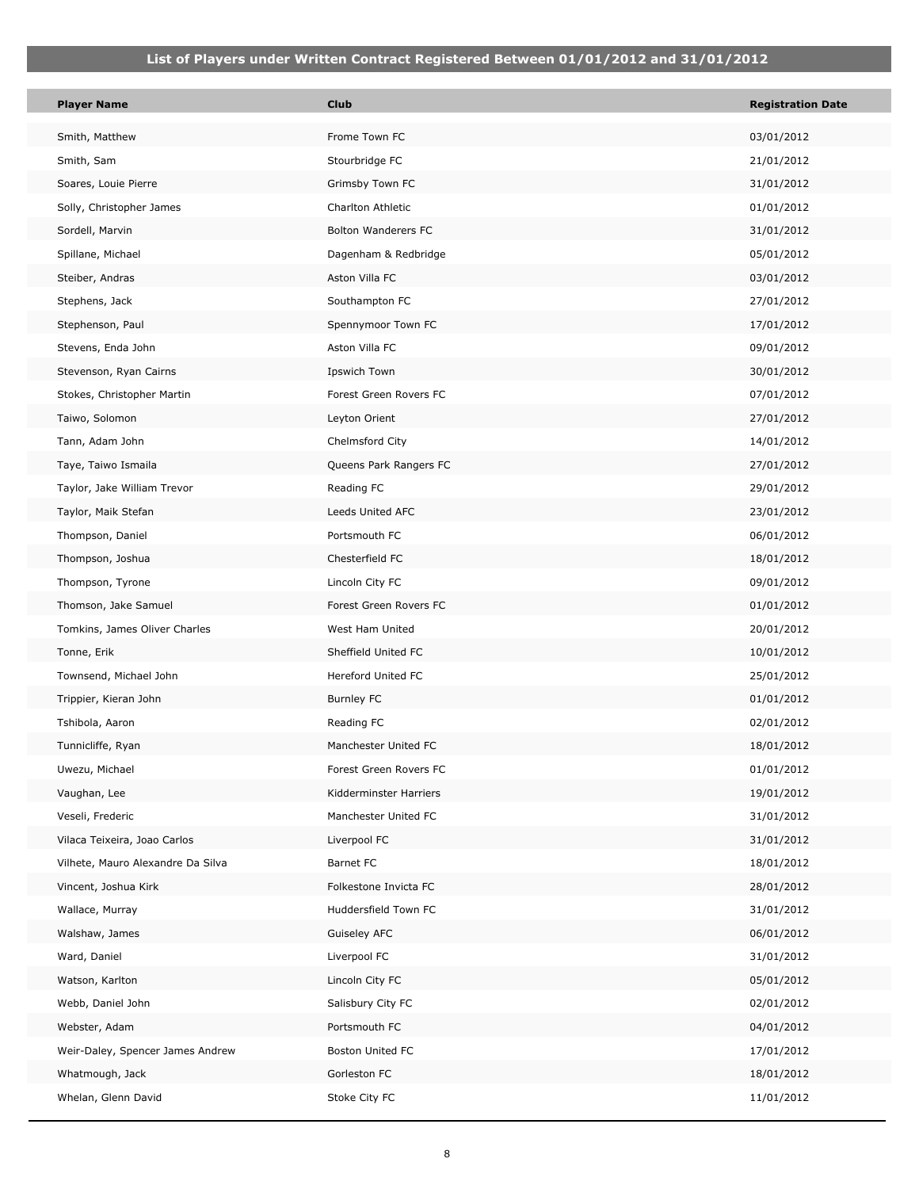## List of Players under Written Contract Registered Between 01/01/2012 and 31/01/2012

| Player Name | Club | Registration Date |
|---|---|---|
| Smith, Matthew | Frome Town FC | 03/01/2012 |
| Smith, Sam | Stourbridge FC | 21/01/2012 |
| Soares, Louie Pierre | Grimsby Town FC | 31/01/2012 |
| Solly, Christopher James | Charlton Athletic | 01/01/2012 |
| Sordell, Marvin | Bolton Wanderers FC | 31/01/2012 |
| Spillane, Michael | Dagenham & Redbridge | 05/01/2012 |
| Steiber, Andras | Aston Villa FC | 03/01/2012 |
| Stephens, Jack | Southampton FC | 27/01/2012 |
| Stephenson, Paul | Spennymoor Town FC | 17/01/2012 |
| Stevens, Enda John | Aston Villa FC | 09/01/2012 |
| Stevenson, Ryan Cairns | Ipswich Town | 30/01/2012 |
| Stokes, Christopher Martin | Forest Green Rovers FC | 07/01/2012 |
| Taiwo, Solomon | Leyton Orient | 27/01/2012 |
| Tann, Adam John | Chelmsford City | 14/01/2012 |
| Taye, Taiwo Ismaila | Queens Park Rangers FC | 27/01/2012 |
| Taylor, Jake William Trevor | Reading FC | 29/01/2012 |
| Taylor, Maik Stefan | Leeds United AFC | 23/01/2012 |
| Thompson, Daniel | Portsmouth FC | 06/01/2012 |
| Thompson, Joshua | Chesterfield FC | 18/01/2012 |
| Thompson, Tyrone | Lincoln City FC | 09/01/2012 |
| Thomson, Jake Samuel | Forest Green Rovers FC | 01/01/2012 |
| Tomkins, James Oliver Charles | West Ham United | 20/01/2012 |
| Tonne, Erik | Sheffield United FC | 10/01/2012 |
| Townsend, Michael John | Hereford United FC | 25/01/2012 |
| Trippier, Kieran John | Burnley FC | 01/01/2012 |
| Tshibola, Aaron | Reading FC | 02/01/2012 |
| Tunnicliffe, Ryan | Manchester United FC | 18/01/2012 |
| Uwezu, Michael | Forest Green Rovers FC | 01/01/2012 |
| Vaughan, Lee | Kidderminster Harriers | 19/01/2012 |
| Veseli, Frederic | Manchester United FC | 31/01/2012 |
| Vilaca Teixeira, Joao Carlos | Liverpool FC | 31/01/2012 |
| Vilhete, Mauro Alexandre Da Silva | Barnet FC | 18/01/2012 |
| Vincent, Joshua Kirk | Folkestone Invicta FC | 28/01/2012 |
| Wallace, Murray | Huddersfield Town FC | 31/01/2012 |
| Walshaw, James | Guiseley AFC | 06/01/2012 |
| Ward, Daniel | Liverpool FC | 31/01/2012 |
| Watson, Karlton | Lincoln City FC | 05/01/2012 |
| Webb, Daniel John | Salisbury City FC | 02/01/2012 |
| Webster, Adam | Portsmouth FC | 04/01/2012 |
| Weir-Daley, Spencer James Andrew | Boston United FC | 17/01/2012 |
| Whatmough, Jack | Gorleston FC | 18/01/2012 |
| Whelan, Glenn David | Stoke City FC | 11/01/2012 |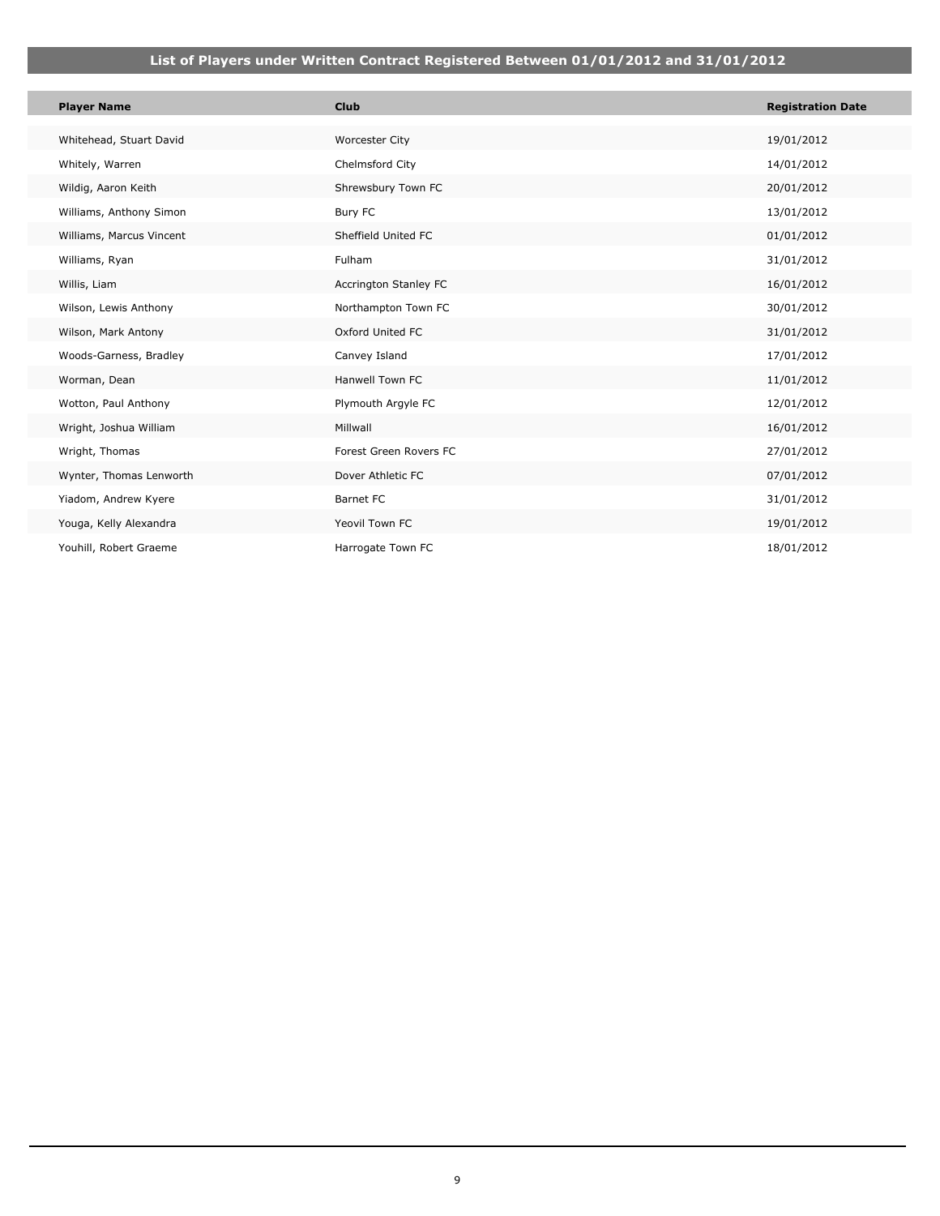## List of Players under Written Contract Registered Between 01/01/2012 and 31/01/2012

| Player Name | Club | Registration Date |
|---|---|---|
| Whitehead, Stuart David | Worcester City | 19/01/2012 |
| Whitely, Warren | Chelmsford City | 14/01/2012 |
| Wildig, Aaron Keith | Shrewsbury Town FC | 20/01/2012 |
| Williams, Anthony Simon | Bury FC | 13/01/2012 |
| Williams, Marcus Vincent | Sheffield United FC | 01/01/2012 |
| Williams, Ryan | Fulham | 31/01/2012 |
| Willis, Liam | Accrington Stanley FC | 16/01/2012 |
| Wilson, Lewis Anthony | Northampton Town FC | 30/01/2012 |
| Wilson, Mark Antony | Oxford United FC | 31/01/2012 |
| Woods-Garness, Bradley | Canvey Island | 17/01/2012 |
| Worman, Dean | Hanwell Town FC | 11/01/2012 |
| Wotton, Paul Anthony | Plymouth Argyle FC | 12/01/2012 |
| Wright, Joshua William | Millwall | 16/01/2012 |
| Wright, Thomas | Forest Green Rovers FC | 27/01/2012 |
| Wynter, Thomas Lenworth | Dover Athletic FC | 07/01/2012 |
| Yiadom, Andrew Kyere | Barnet FC | 31/01/2012 |
| Youga, Kelly Alexandra | Yeovil Town FC | 19/01/2012 |
| Youhill, Robert Graeme | Harrogate Town FC | 18/01/2012 |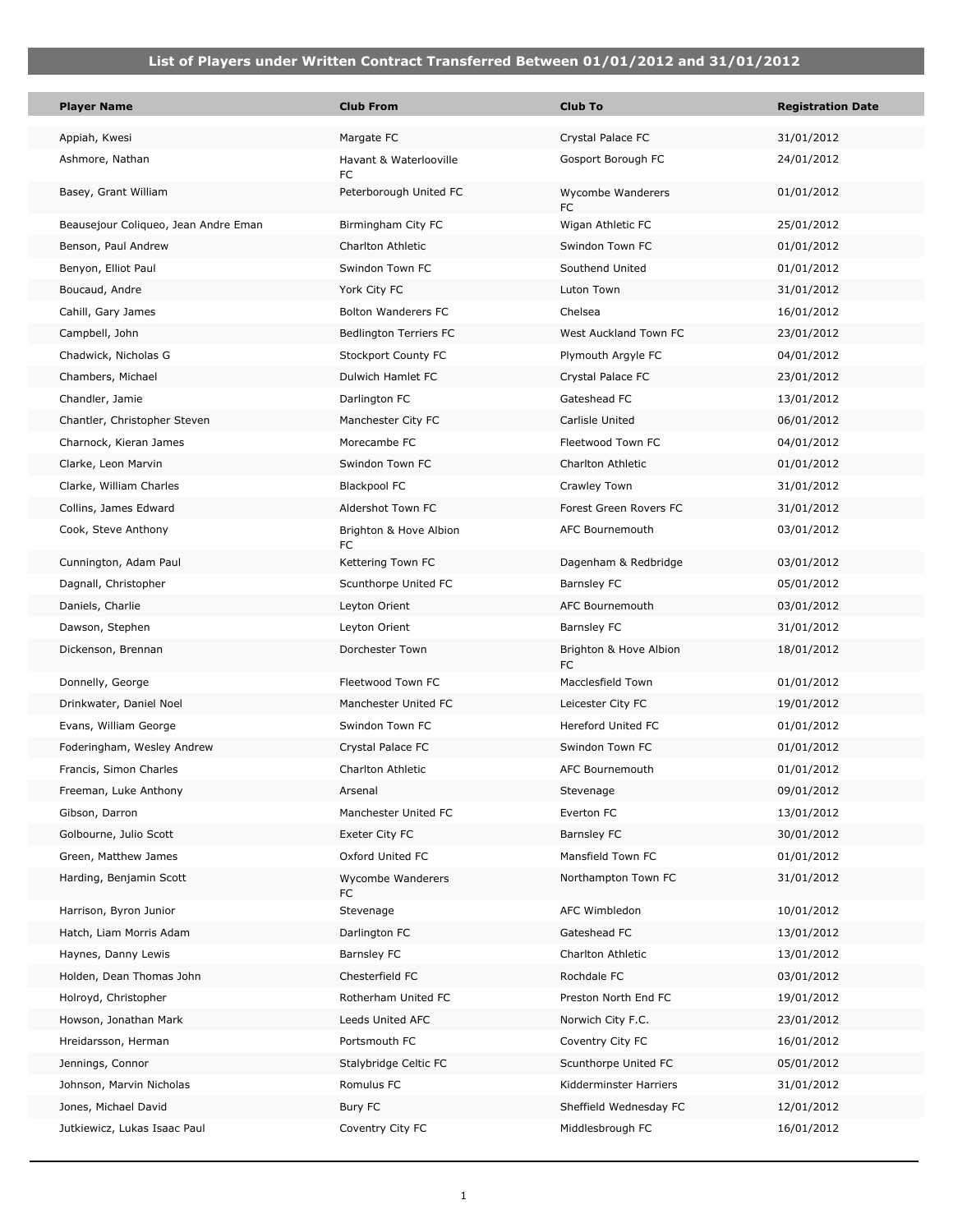## List of Players under Written Contract Transferred Between 01/01/2012 and 31/01/2012

| Player Name | Club From | Club To | Registration Date |
|---|---|---|---|
| Appiah, Kwesi | Margate FC | Crystal Palace FC | 31/01/2012 |
| Ashmore, Nathan | Havant & Waterlooville FC | Gosport Borough FC | 24/01/2012 |
| Basey, Grant William | Peterborough United FC | Wycombe Wanderers FC | 01/01/2012 |
| Beausejour Coliqueo, Jean Andre Eman | Birmingham City FC | Wigan Athletic FC | 25/01/2012 |
| Benson, Paul Andrew | Charlton Athletic | Swindon Town FC | 01/01/2012 |
| Benyon, Elliot Paul | Swindon Town FC | Southend United | 01/01/2012 |
| Boucaud, Andre | York City FC | Luton Town | 31/01/2012 |
| Cahill, Gary James | Bolton Wanderers FC | Chelsea | 16/01/2012 |
| Campbell, John | Bedlington Terriers FC | West Auckland Town FC | 23/01/2012 |
| Chadwick, Nicholas G | Stockport County FC | Plymouth Argyle FC | 04/01/2012 |
| Chambers, Michael | Dulwich Hamlet FC | Crystal Palace FC | 23/01/2012 |
| Chandler, Jamie | Darlington FC | Gateshead FC | 13/01/2012 |
| Chantler, Christopher Steven | Manchester City FC | Carlisle United | 06/01/2012 |
| Charnock, Kieran James | Morecambe FC | Fleetwood Town FC | 04/01/2012 |
| Clarke, Leon Marvin | Swindon Town FC | Charlton Athletic | 01/01/2012 |
| Clarke, William Charles | Blackpool FC | Crawley Town | 31/01/2012 |
| Collins, James Edward | Aldershot Town FC | Forest Green Rovers FC | 31/01/2012 |
| Cook, Steve Anthony | Brighton & Hove Albion FC | AFC Bournemouth | 03/01/2012 |
| Cunnington, Adam Paul | Kettering Town FC | Dagenham & Redbridge | 03/01/2012 |
| Dagnall, Christopher | Scunthorpe United FC | Barnsley FC | 05/01/2012 |
| Daniels, Charlie | Leyton Orient | AFC Bournemouth | 03/01/2012 |
| Dawson, Stephen | Leyton Orient | Barnsley FC | 31/01/2012 |
| Dickenson, Brennan | Dorchester Town | Brighton & Hove Albion FC | 18/01/2012 |
| Donnelly, George | Fleetwood Town FC | Macclesfield Town | 01/01/2012 |
| Drinkwater, Daniel Noel | Manchester United FC | Leicester City FC | 19/01/2012 |
| Evans, William George | Swindon Town FC | Hereford United FC | 01/01/2012 |
| Foderingham, Wesley Andrew | Crystal Palace FC | Swindon Town FC | 01/01/2012 |
| Francis, Simon Charles | Charlton Athletic | AFC Bournemouth | 01/01/2012 |
| Freeman, Luke Anthony | Arsenal | Stevenage | 09/01/2012 |
| Gibson, Darron | Manchester United FC | Everton FC | 13/01/2012 |
| Golbourne, Julio Scott | Exeter City FC | Barnsley FC | 30/01/2012 |
| Green, Matthew James | Oxford United FC | Mansfield Town FC | 01/01/2012 |
| Harding, Benjamin Scott | Wycombe Wanderers FC | Northampton Town FC | 31/01/2012 |
| Harrison, Byron Junior | Stevenage | AFC Wimbledon | 10/01/2012 |
| Hatch, Liam Morris Adam | Darlington FC | Gateshead FC | 13/01/2012 |
| Haynes, Danny Lewis | Barnsley FC | Charlton Athletic | 13/01/2012 |
| Holden, Dean Thomas John | Chesterfield FC | Rochdale FC | 03/01/2012 |
| Holroyd, Christopher | Rotherham United FC | Preston North End FC | 19/01/2012 |
| Howson, Jonathan Mark | Leeds United AFC | Norwich City F.C. | 23/01/2012 |
| Hreidarsson, Herman | Portsmouth FC | Coventry City FC | 16/01/2012 |
| Jennings, Connor | Stalybridge Celtic FC | Scunthorpe United FC | 05/01/2012 |
| Johnson, Marvin Nicholas | Romulus FC | Kidderminster Harriers | 31/01/2012 |
| Jones, Michael David | Bury FC | Sheffield Wednesday FC | 12/01/2012 |
| Jutkiewicz, Lukas Isaac Paul | Coventry City FC | Middlesbrough FC | 16/01/2012 |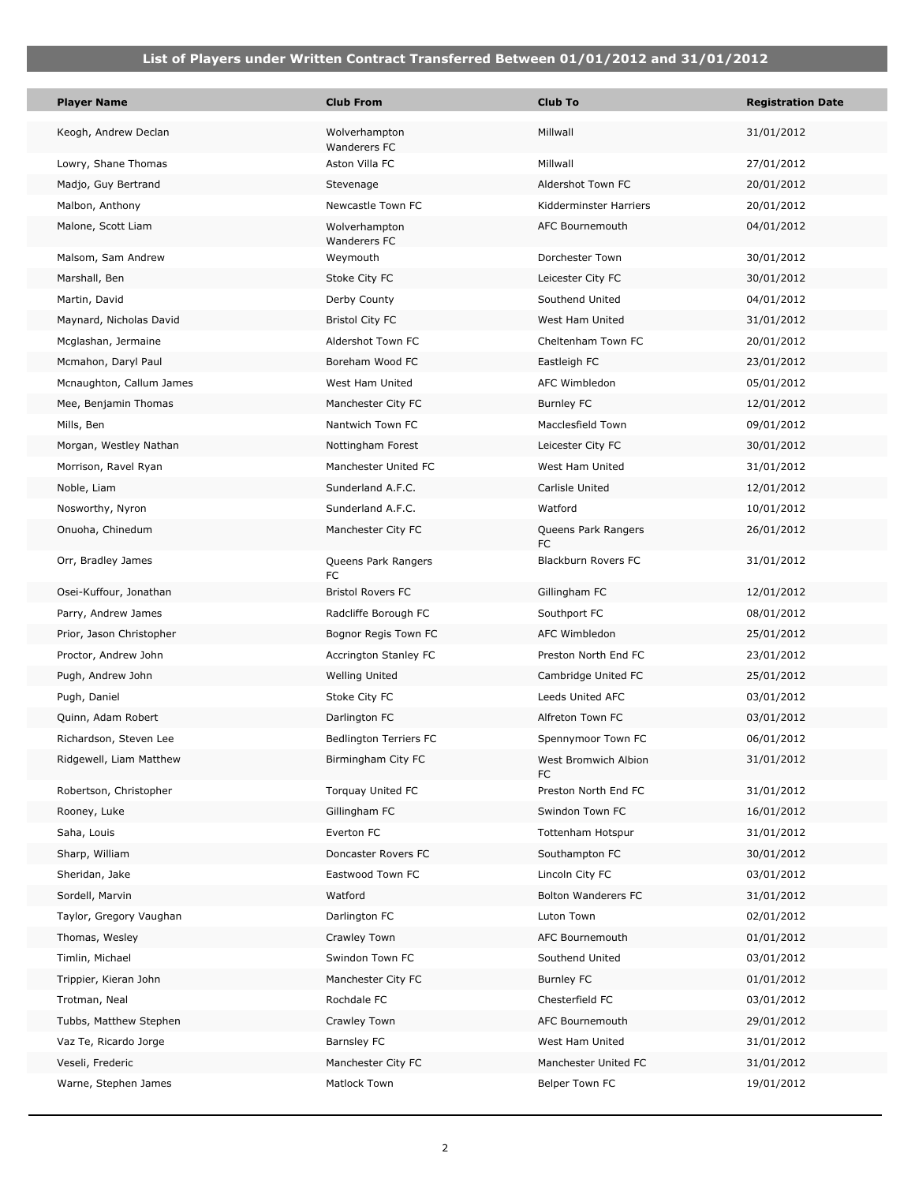## List of Players under Written Contract Transferred Between 01/01/2012 and 31/01/2012

| Player Name | Club From | Club To | Registration Date |
|---|---|---|---|
| Keogh, Andrew Declan | Wolverhampton Wanderers FC | Millwall | 31/01/2012 |
| Lowry, Shane Thomas | Aston Villa FC | Millwall | 27/01/2012 |
| Madjo, Guy Bertrand | Stevenage | Aldershot Town FC | 20/01/2012 |
| Malbon, Anthony | Newcastle Town FC | Kidderminster Harriers | 20/01/2012 |
| Malone, Scott Liam | Wolverhampton Wanderers FC | AFC Bournemouth | 04/01/2012 |
| Malsom, Sam Andrew | Weymouth | Dorchester Town | 30/01/2012 |
| Marshall, Ben | Stoke City FC | Leicester City FC | 30/01/2012 |
| Martin, David | Derby County | Southend United | 04/01/2012 |
| Maynard, Nicholas David | Bristol City FC | West Ham United | 31/01/2012 |
| Mcglashan, Jermaine | Aldershot Town FC | Cheltenham Town FC | 20/01/2012 |
| Mcmahon, Daryl Paul | Boreham Wood FC | Eastleigh FC | 23/01/2012 |
| Mcnaughton, Callum James | West Ham United | AFC Wimbledon | 05/01/2012 |
| Mee, Benjamin Thomas | Manchester City FC | Burnley FC | 12/01/2012 |
| Mills, Ben | Nantwich Town FC | Macclesfield Town | 09/01/2012 |
| Morgan, Westley Nathan | Nottingham Forest | Leicester City FC | 30/01/2012 |
| Morrison, Ravel Ryan | Manchester United FC | West Ham United | 31/01/2012 |
| Noble, Liam | Sunderland A.F.C. | Carlisle United | 12/01/2012 |
| Nosworthy, Nyron | Sunderland A.F.C. | Watford | 10/01/2012 |
| Onuoha, Chinedum | Manchester City FC | Queens Park Rangers FC | 26/01/2012 |
| Orr, Bradley James | Queens Park Rangers FC | Blackburn Rovers FC | 31/01/2012 |
| Osei-Kuffour, Jonathan | Bristol Rovers FC | Gillingham FC | 12/01/2012 |
| Parry, Andrew James | Radcliffe Borough FC | Southport FC | 08/01/2012 |
| Prior, Jason Christopher | Bognor Regis Town FC | AFC Wimbledon | 25/01/2012 |
| Proctor, Andrew John | Accrington Stanley FC | Preston North End FC | 23/01/2012 |
| Pugh, Andrew John | Welling United | Cambridge United FC | 25/01/2012 |
| Pugh, Daniel | Stoke City FC | Leeds United AFC | 03/01/2012 |
| Quinn, Adam Robert | Darlington FC | Alfreton Town FC | 03/01/2012 |
| Richardson, Steven Lee | Bedlington Terriers FC | Spennymoor Town FC | 06/01/2012 |
| Ridgewell, Liam Matthew | Birmingham City FC | West Bromwich Albion FC | 31/01/2012 |
| Robertson, Christopher | Torquay United FC | Preston North End FC | 31/01/2012 |
| Rooney, Luke | Gillingham FC | Swindon Town FC | 16/01/2012 |
| Saha, Louis | Everton FC | Tottenham Hotspur | 31/01/2012 |
| Sharp, William | Doncaster Rovers FC | Southampton FC | 30/01/2012 |
| Sheridan, Jake | Eastwood Town FC | Lincoln City FC | 03/01/2012 |
| Sordell, Marvin | Watford | Bolton Wanderers FC | 31/01/2012 |
| Taylor, Gregory Vaughan | Darlington FC | Luton Town | 02/01/2012 |
| Thomas, Wesley | Crawley Town | AFC Bournemouth | 01/01/2012 |
| Timlin, Michael | Swindon Town FC | Southend United | 03/01/2012 |
| Trippier, Kieran John | Manchester City FC | Burnley FC | 01/01/2012 |
| Trotman, Neal | Rochdale FC | Chesterfield FC | 03/01/2012 |
| Tubbs, Matthew Stephen | Crawley Town | AFC Bournemouth | 29/01/2012 |
| Vaz Te, Ricardo Jorge | Barnsley FC | West Ham United | 31/01/2012 |
| Veseli, Frederic | Manchester City FC | Manchester United FC | 31/01/2012 |
| Warne, Stephen James | Matlock Town | Belper Town FC | 19/01/2012 |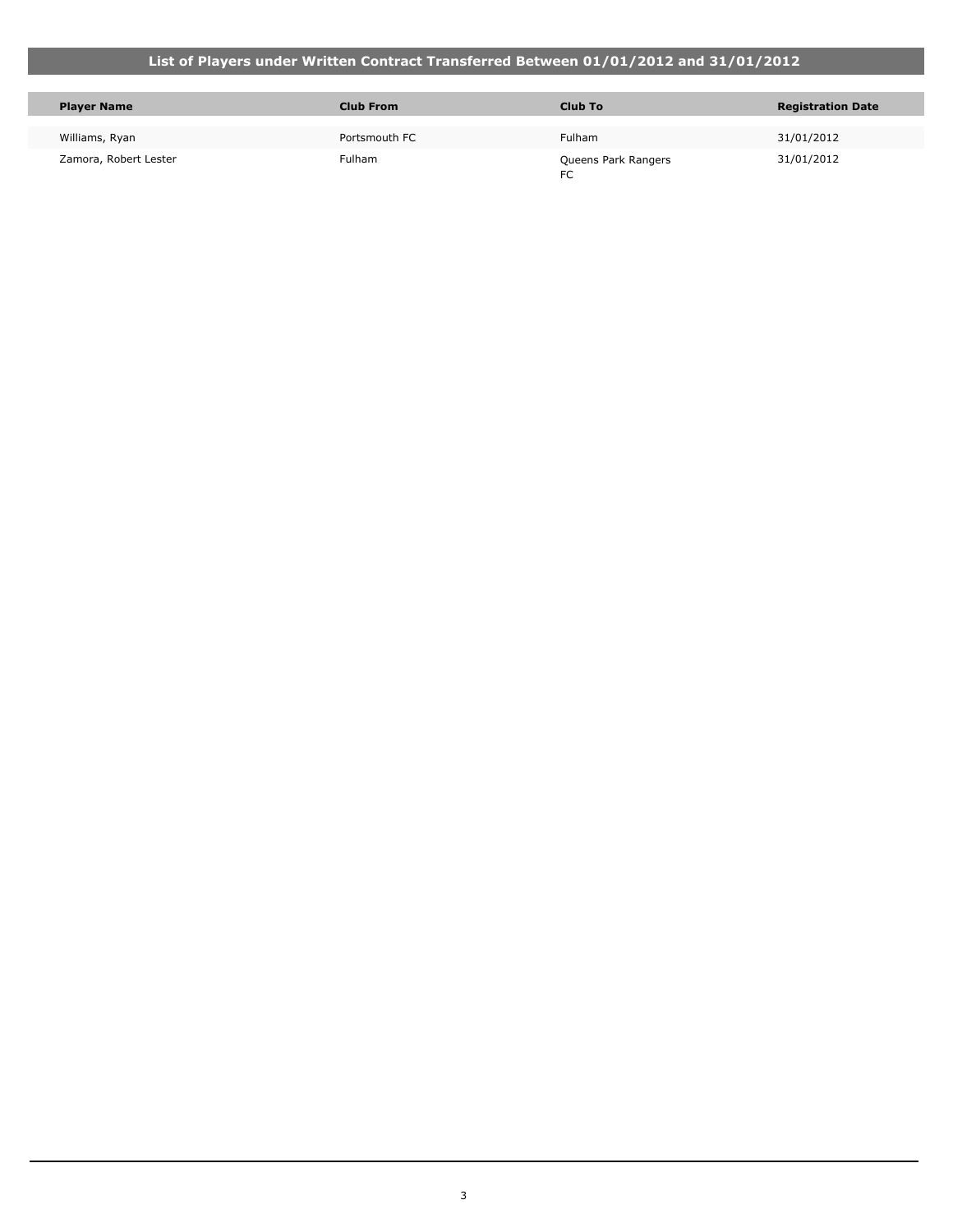## List of Players under Written Contract Transferred Between 01/01/2012 and 31/01/2012

| Player Name | Club From | Club To | Registration Date |
| --- | --- | --- | --- |
| Williams, Ryan | Portsmouth FC | Fulham | 31/01/2012 |
| Zamora, Robert Lester | Fulham | Queens Park Rangers FC | 31/01/2012 |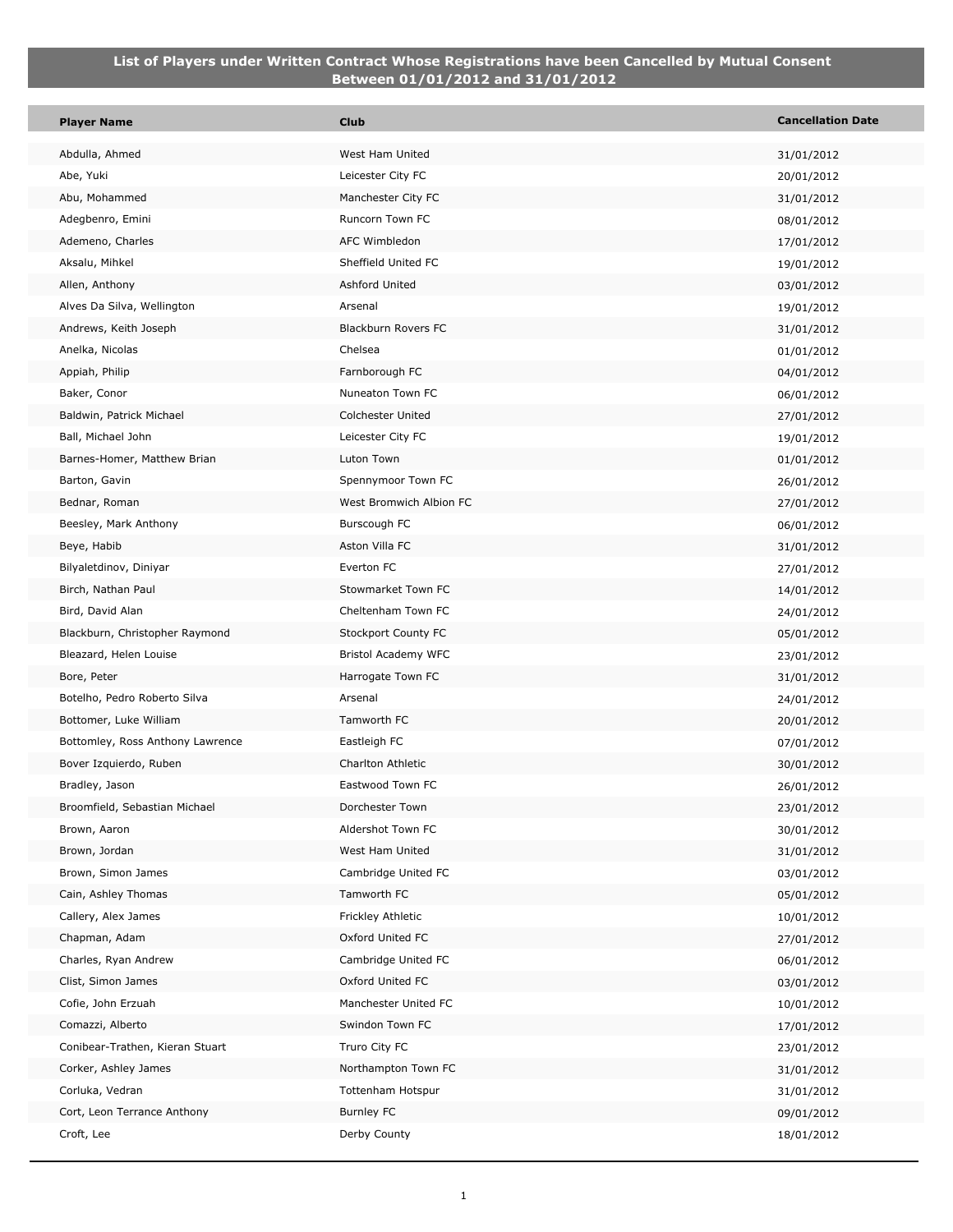## List of Players under Written Contract Whose Registrations have been Cancelled by Mutual Consent Between 01/01/2012 and 31/01/2012

| Player Name | Club | Cancellation Date |
|---|---|---|
| Abdulla, Ahmed | West Ham United | 31/01/2012 |
| Abe, Yuki | Leicester City FC | 20/01/2012 |
| Abu, Mohammed | Manchester City FC | 31/01/2012 |
| Adegbenro, Emini | Runcorn Town FC | 08/01/2012 |
| Ademeno, Charles | AFC Wimbledon | 17/01/2012 |
| Aksalu, Mihkel | Sheffield United FC | 19/01/2012 |
| Allen, Anthony | Ashford United | 03/01/2012 |
| Alves Da Silva, Wellington | Arsenal | 19/01/2012 |
| Andrews, Keith Joseph | Blackburn Rovers FC | 31/01/2012 |
| Anelka, Nicolas | Chelsea | 01/01/2012 |
| Appiah, Philip | Farnborough FC | 04/01/2012 |
| Baker, Conor | Nuneaton Town FC | 06/01/2012 |
| Baldwin, Patrick Michael | Colchester United | 27/01/2012 |
| Ball, Michael John | Leicester City FC | 19/01/2012 |
| Barnes-Homer, Matthew Brian | Luton Town | 01/01/2012 |
| Barton, Gavin | Spennymoor Town FC | 26/01/2012 |
| Bednar, Roman | West Bromwich Albion FC | 27/01/2012 |
| Beesley, Mark Anthony | Burscough FC | 06/01/2012 |
| Beye, Habib | Aston Villa FC | 31/01/2012 |
| Bilyaletdinov, Diniyar | Everton FC | 27/01/2012 |
| Birch, Nathan Paul | Stowmarket Town FC | 14/01/2012 |
| Bird, David Alan | Cheltenham Town FC | 24/01/2012 |
| Blackburn, Christopher Raymond | Stockport County FC | 05/01/2012 |
| Bleazard, Helen Louise | Bristol Academy WFC | 23/01/2012 |
| Bore, Peter | Harrogate Town FC | 31/01/2012 |
| Botelho, Pedro Roberto Silva | Arsenal | 24/01/2012 |
| Bottomer, Luke William | Tamworth FC | 20/01/2012 |
| Bottomley, Ross Anthony Lawrence | Eastleigh FC | 07/01/2012 |
| Bover Izquierdo, Ruben | Charlton Athletic | 30/01/2012 |
| Bradley, Jason | Eastwood Town FC | 26/01/2012 |
| Broomfield, Sebastian Michael | Dorchester Town | 23/01/2012 |
| Brown, Aaron | Aldershot Town FC | 30/01/2012 |
| Brown, Jordan | West Ham United | 31/01/2012 |
| Brown, Simon James | Cambridge United FC | 03/01/2012 |
| Cain, Ashley Thomas | Tamworth FC | 05/01/2012 |
| Callery, Alex James | Frickley Athletic | 10/01/2012 |
| Chapman, Adam | Oxford United FC | 27/01/2012 |
| Charles, Ryan Andrew | Cambridge United FC | 06/01/2012 |
| Clist, Simon James | Oxford United FC | 03/01/2012 |
| Cofie, John Erzuah | Manchester United FC | 10/01/2012 |
| Comazzi, Alberto | Swindon Town FC | 17/01/2012 |
| Conibear-Trathen, Kieran Stuart | Truro City FC | 23/01/2012 |
| Corker, Ashley James | Northampton Town FC | 31/01/2012 |
| Corluka, Vedran | Tottenham Hotspur | 31/01/2012 |
| Cort, Leon Terrance Anthony | Burnley FC | 09/01/2012 |
| Croft, Lee | Derby County | 18/01/2012 |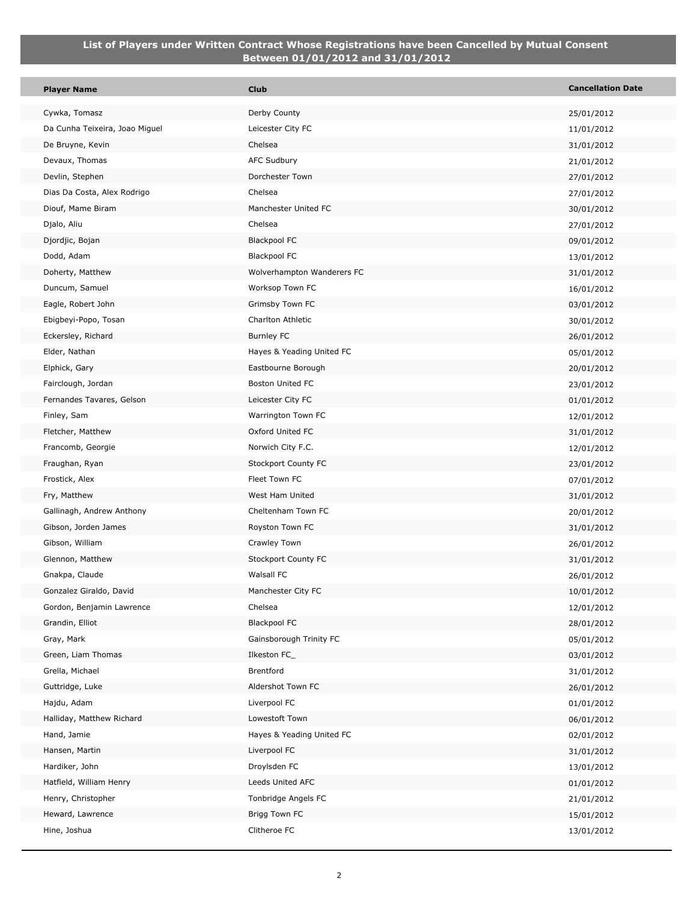## List of Players under Written Contract Whose Registrations have been Cancelled by Mutual Consent Between 01/01/2012 and 31/01/2012

| Player Name | Club | Cancellation Date |
|---|---|---|
| Cywka, Tomasz | Derby County | 25/01/2012 |
| Da Cunha Teixeira, Joao Miguel | Leicester City FC | 11/01/2012 |
| De Bruyne, Kevin | Chelsea | 31/01/2012 |
| Devaux, Thomas | AFC Sudbury | 21/01/2012 |
| Devlin, Stephen | Dorchester Town | 27/01/2012 |
| Dias Da Costa, Alex Rodrigo | Chelsea | 27/01/2012 |
| Diouf, Mame Biram | Manchester United FC | 30/01/2012 |
| Djalo, Aliu | Chelsea | 27/01/2012 |
| Djordjic, Bojan | Blackpool FC | 09/01/2012 |
| Dodd, Adam | Blackpool FC | 13/01/2012 |
| Doherty, Matthew | Wolverhampton Wanderers FC | 31/01/2012 |
| Duncum, Samuel | Worksop Town FC | 16/01/2012 |
| Eagle, Robert John | Grimsby Town FC | 03/01/2012 |
| Ebigbeyi-Popo, Tosan | Charlton Athletic | 30/01/2012 |
| Eckersley, Richard | Burnley FC | 26/01/2012 |
| Elder, Nathan | Hayes & Yeading United FC | 05/01/2012 |
| Elphick, Gary | Eastbourne Borough | 20/01/2012 |
| Fairclough, Jordan | Boston United FC | 23/01/2012 |
| Fernandes Tavares, Gelson | Leicester City FC | 01/01/2012 |
| Finley, Sam | Warrington Town FC | 12/01/2012 |
| Fletcher, Matthew | Oxford United FC | 31/01/2012 |
| Francomb, Georgie | Norwich City F.C. | 12/01/2012 |
| Fraughan, Ryan | Stockport County FC | 23/01/2012 |
| Frostick, Alex | Fleet Town FC | 07/01/2012 |
| Fry, Matthew | West Ham United | 31/01/2012 |
| Gallinagh, Andrew Anthony | Cheltenham Town FC | 20/01/2012 |
| Gibson, Jorden James | Royston Town FC | 31/01/2012 |
| Gibson, William | Crawley Town | 26/01/2012 |
| Glennon, Matthew | Stockport County FC | 31/01/2012 |
| Gnakpa, Claude | Walsall FC | 26/01/2012 |
| Gonzalez Giraldo, David | Manchester City FC | 10/01/2012 |
| Gordon, Benjamin Lawrence | Chelsea | 12/01/2012 |
| Grandin, Elliot | Blackpool FC | 28/01/2012 |
| Gray, Mark | Gainsborough Trinity FC | 05/01/2012 |
| Green, Liam Thomas | Ilkeston FC_ | 03/01/2012 |
| Grella, Michael | Brentford | 31/01/2012 |
| Guttridge, Luke | Aldershot Town FC | 26/01/2012 |
| Hajdu, Adam | Liverpool FC | 01/01/2012 |
| Halliday, Matthew Richard | Lowestoft Town | 06/01/2012 |
| Hand, Jamie | Hayes & Yeading United FC | 02/01/2012 |
| Hansen, Martin | Liverpool FC | 31/01/2012 |
| Hardiker, John | Droylsden FC | 13/01/2012 |
| Hatfield, William Henry | Leeds United AFC | 01/01/2012 |
| Henry, Christopher | Tonbridge Angels FC | 21/01/2012 |
| Heward, Lawrence | Brigg Town FC | 15/01/2012 |
| Hine, Joshua | Clitheroe FC | 13/01/2012 |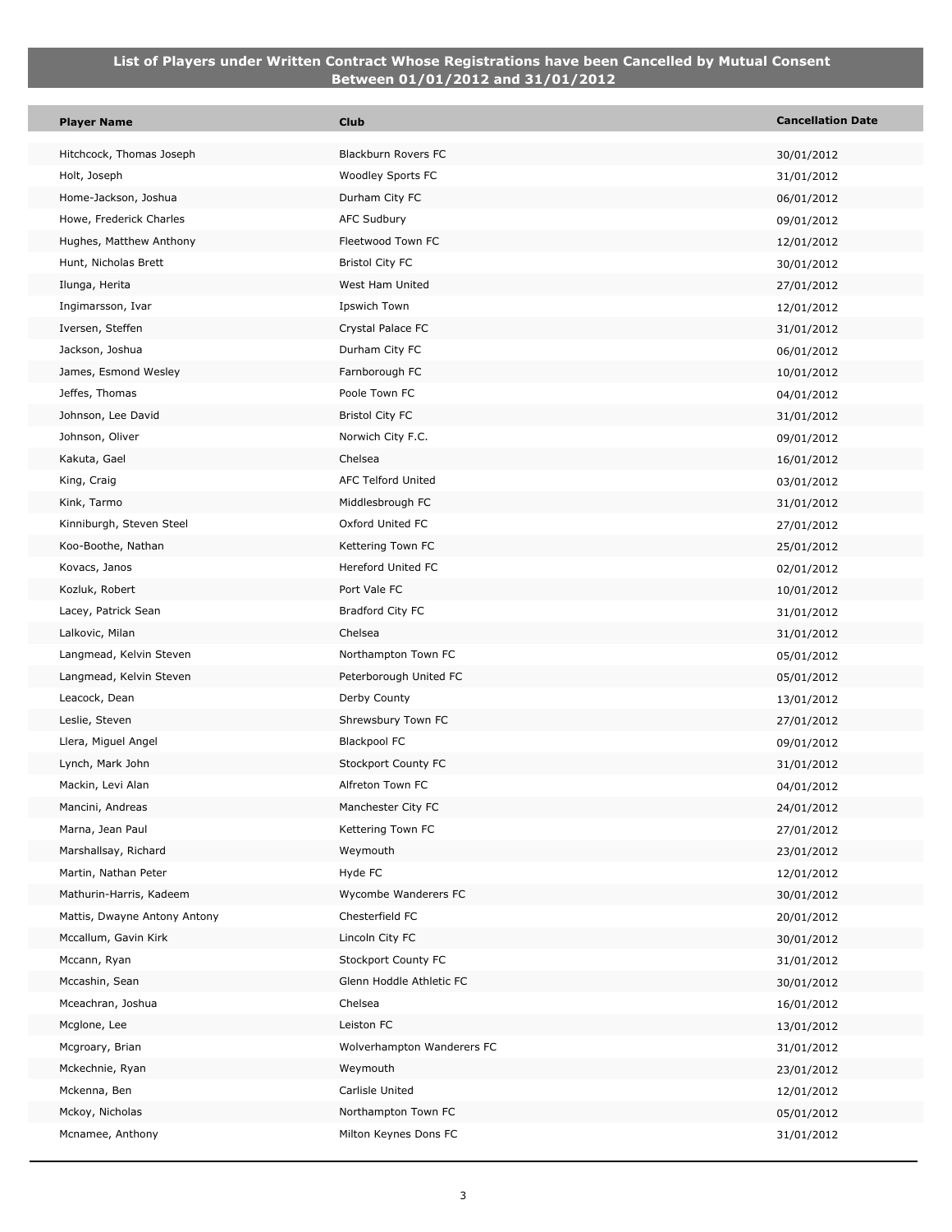## List of Players under Written Contract Whose Registrations have been Cancelled by Mutual Consent Between 01/01/2012 and 31/01/2012

| Player Name | Club | Cancellation Date |
|---|---|---|
| Hitchcock, Thomas Joseph | Blackburn Rovers FC | 30/01/2012 |
| Holt, Joseph | Woodley Sports FC | 31/01/2012 |
| Home-Jackson, Joshua | Durham City FC | 06/01/2012 |
| Howe, Frederick Charles | AFC Sudbury | 09/01/2012 |
| Hughes, Matthew Anthony | Fleetwood Town FC | 12/01/2012 |
| Hunt, Nicholas Brett | Bristol City FC | 30/01/2012 |
| Ilunga, Herita | West Ham United | 27/01/2012 |
| Ingimarsson, Ivar | Ipswich Town | 12/01/2012 |
| Iversen, Steffen | Crystal Palace FC | 31/01/2012 |
| Jackson, Joshua | Durham City FC | 06/01/2012 |
| James, Esmond Wesley | Farnborough FC | 10/01/2012 |
| Jeffes, Thomas | Poole Town FC | 04/01/2012 |
| Johnson, Lee David | Bristol City FC | 31/01/2012 |
| Johnson, Oliver | Norwich City F.C. | 09/01/2012 |
| Kakuta, Gael | Chelsea | 16/01/2012 |
| King, Craig | AFC Telford United | 03/01/2012 |
| Kink, Tarmo | Middlesbrough FC | 31/01/2012 |
| Kinniburgh, Steven Steel | Oxford United FC | 27/01/2012 |
| Koo-Boothe, Nathan | Kettering Town FC | 25/01/2012 |
| Kovacs, Janos | Hereford United FC | 02/01/2012 |
| Kozluk, Robert | Port Vale FC | 10/01/2012 |
| Lacey, Patrick Sean | Bradford City FC | 31/01/2012 |
| Lalkovic, Milan | Chelsea | 31/01/2012 |
| Langmead, Kelvin Steven | Northampton Town FC | 05/01/2012 |
| Langmead, Kelvin Steven | Peterborough United FC | 05/01/2012 |
| Leacock, Dean | Derby County | 13/01/2012 |
| Leslie, Steven | Shrewsbury Town FC | 27/01/2012 |
| Llera, Miguel Angel | Blackpool FC | 09/01/2012 |
| Lynch, Mark John | Stockport County FC | 31/01/2012 |
| Mackin, Levi Alan | Alfreton Town FC | 04/01/2012 |
| Mancini, Andreas | Manchester City FC | 24/01/2012 |
| Marna, Jean Paul | Kettering Town FC | 27/01/2012 |
| Marshallsay, Richard | Weymouth | 23/01/2012 |
| Martin, Nathan Peter | Hyde FC | 12/01/2012 |
| Mathurin-Harris, Kadeem | Wycombe Wanderers FC | 30/01/2012 |
| Mattis, Dwayne Antony Antony | Chesterfield FC | 20/01/2012 |
| Mccallum, Gavin Kirk | Lincoln City FC | 30/01/2012 |
| Mccann, Ryan | Stockport County FC | 31/01/2012 |
| Mccashin, Sean | Glenn Hoddle Athletic FC | 30/01/2012 |
| Mceachran, Joshua | Chelsea | 16/01/2012 |
| Mcglone, Lee | Leiston FC | 13/01/2012 |
| Mcgroary, Brian | Wolverhampton Wanderers FC | 31/01/2012 |
| Mckechnie, Ryan | Weymouth | 23/01/2012 |
| Mckenna, Ben | Carlisle United | 12/01/2012 |
| Mckoy, Nicholas | Northampton Town FC | 05/01/2012 |
| Mcnamee, Anthony | Milton Keynes Dons FC | 31/01/2012 |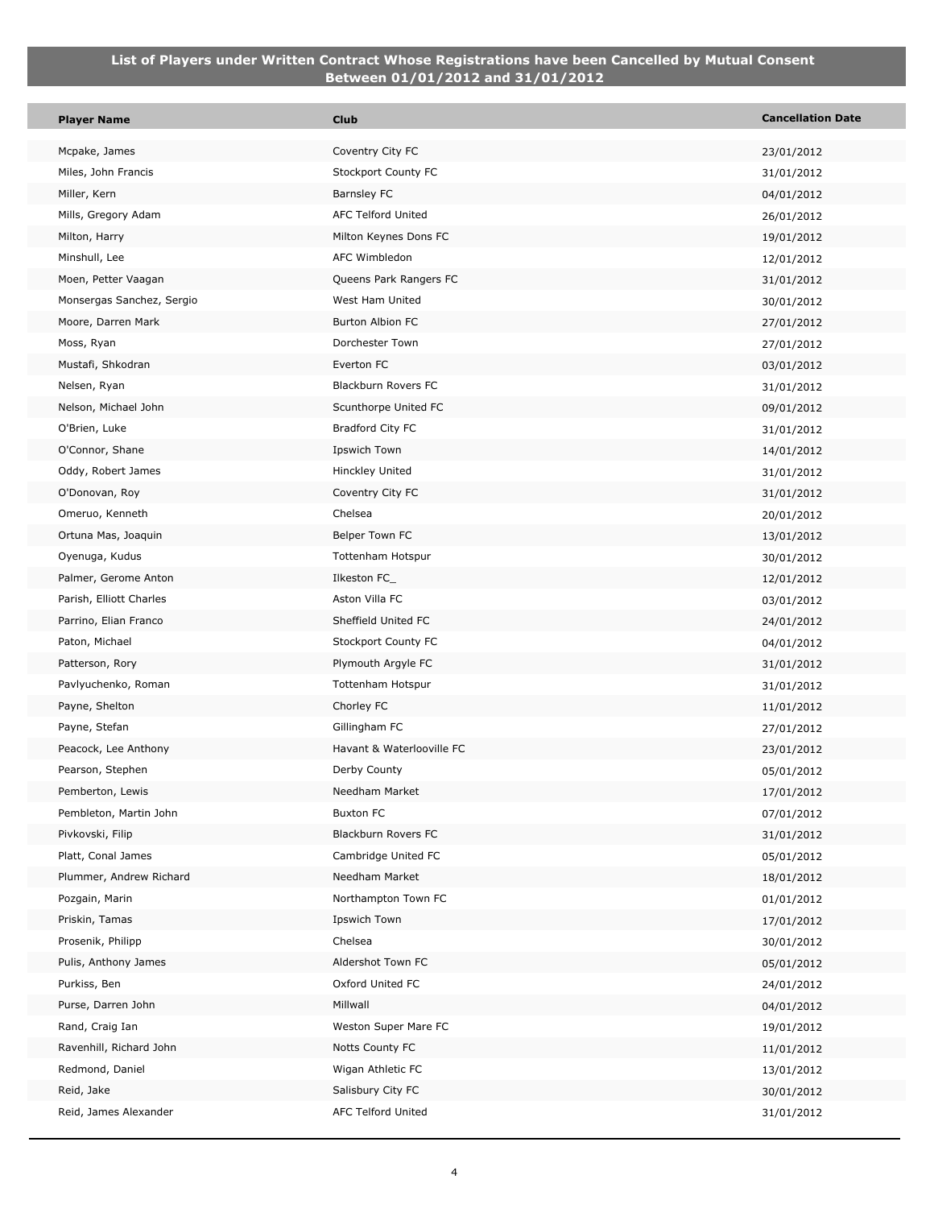## List of Players under Written Contract Whose Registrations have been Cancelled by Mutual Consent Between 01/01/2012 and 31/01/2012

| Player Name | Club | Cancellation Date |
|---|---|---|
| Mcpake, James | Coventry City FC | 23/01/2012 |
| Miles, John Francis | Stockport County FC | 31/01/2012 |
| Miller, Kern | Barnsley FC | 04/01/2012 |
| Mills, Gregory Adam | AFC Telford United | 26/01/2012 |
| Milton, Harry | Milton Keynes Dons FC | 19/01/2012 |
| Minshull, Lee | AFC Wimbledon | 12/01/2012 |
| Moen, Petter Vaagan | Queens Park Rangers FC | 31/01/2012 |
| Monsergas Sanchez, Sergio | West Ham United | 30/01/2012 |
| Moore, Darren Mark | Burton Albion FC | 27/01/2012 |
| Moss, Ryan | Dorchester Town | 27/01/2012 |
| Mustafi, Shkodran | Everton FC | 03/01/2012 |
| Nelsen, Ryan | Blackburn Rovers FC | 31/01/2012 |
| Nelson, Michael John | Scunthorpe United FC | 09/01/2012 |
| O'Brien, Luke | Bradford City FC | 31/01/2012 |
| O'Connor, Shane | Ipswich Town | 14/01/2012 |
| Oddy, Robert James | Hinckley United | 31/01/2012 |
| O'Donovan, Roy | Coventry City FC | 31/01/2012 |
| Omeruo, Kenneth | Chelsea | 20/01/2012 |
| Ortuna Mas, Joaquin | Belper Town FC | 13/01/2012 |
| Oyenuga, Kudus | Tottenham Hotspur | 30/01/2012 |
| Palmer, Gerome Anton | Ilkeston FC_ | 12/01/2012 |
| Parish, Elliott Charles | Aston Villa FC | 03/01/2012 |
| Parrino, Elian Franco | Sheffield United FC | 24/01/2012 |
| Paton, Michael | Stockport County FC | 04/01/2012 |
| Patterson, Rory | Plymouth Argyle FC | 31/01/2012 |
| Pavlyuchenko, Roman | Tottenham Hotspur | 31/01/2012 |
| Payne, Shelton | Chorley FC | 11/01/2012 |
| Payne, Stefan | Gillingham FC | 27/01/2012 |
| Peacock, Lee Anthony | Havant & Waterlooville FC | 23/01/2012 |
| Pearson, Stephen | Derby County | 05/01/2012 |
| Pemberton, Lewis | Needham Market | 17/01/2012 |
| Pembleton, Martin John | Buxton FC | 07/01/2012 |
| Pivkovski, Filip | Blackburn Rovers FC | 31/01/2012 |
| Platt, Conal James | Cambridge United FC | 05/01/2012 |
| Plummer, Andrew Richard | Needham Market | 18/01/2012 |
| Pozgain, Marin | Northampton Town FC | 01/01/2012 |
| Priskin, Tamas | Ipswich Town | 17/01/2012 |
| Prosenik, Philipp | Chelsea | 30/01/2012 |
| Pulis, Anthony James | Aldershot Town FC | 05/01/2012 |
| Purkiss, Ben | Oxford United FC | 24/01/2012 |
| Purse, Darren John | Millwall | 04/01/2012 |
| Rand, Craig Ian | Weston Super Mare FC | 19/01/2012 |
| Ravenhill, Richard John | Notts County FC | 11/01/2012 |
| Redmond, Daniel | Wigan Athletic FC | 13/01/2012 |
| Reid, Jake | Salisbury City FC | 30/01/2012 |
| Reid, James Alexander | AFC Telford United | 31/01/2012 |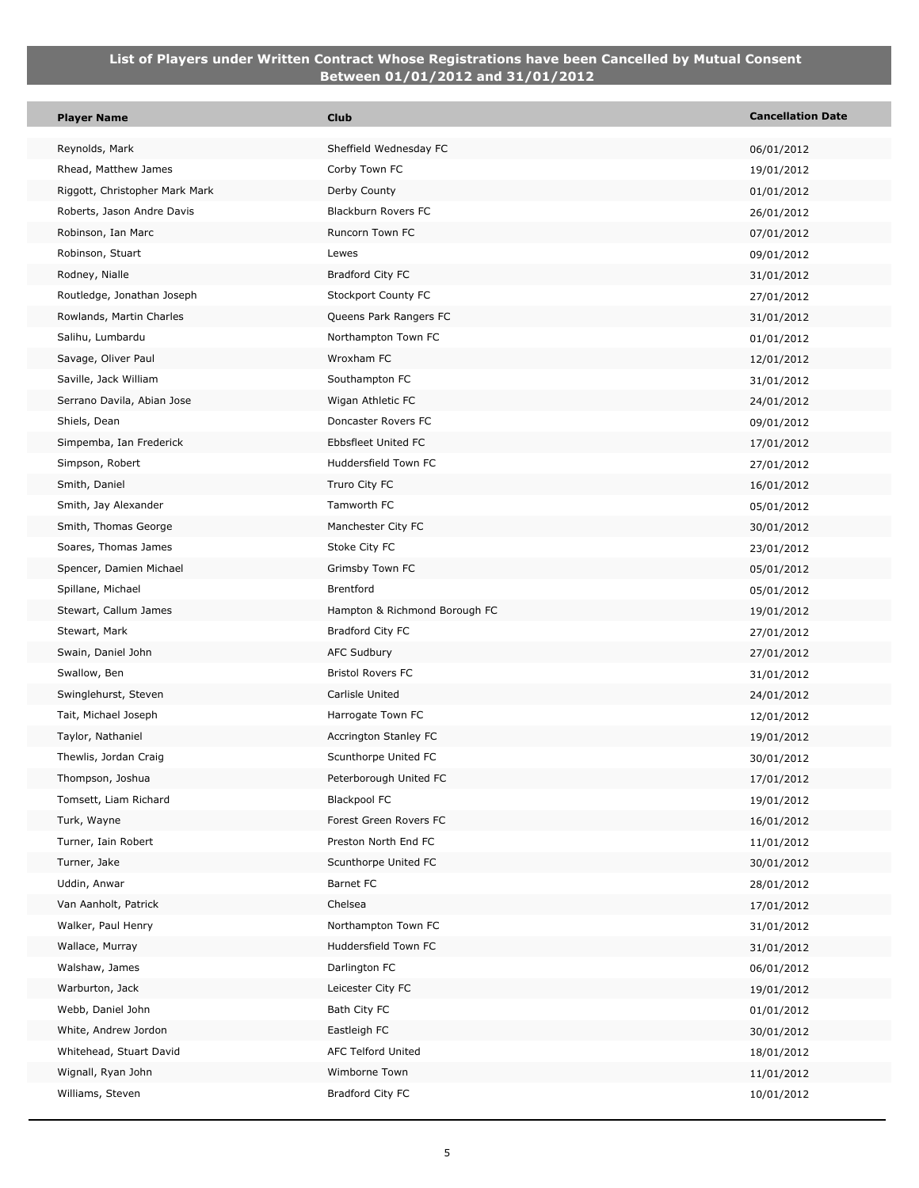## List of Players under Written Contract Whose Registrations have been Cancelled by Mutual Consent Between 01/01/2012 and 31/01/2012

| Player Name | Club | Cancellation Date |
|---|---|---|
| Reynolds, Mark | Sheffield Wednesday FC | 06/01/2012 |
| Rhead, Matthew James | Corby Town FC | 19/01/2012 |
| Riggott, Christopher Mark Mark | Derby County | 01/01/2012 |
| Roberts, Jason Andre Davis | Blackburn Rovers FC | 26/01/2012 |
| Robinson, Ian Marc | Runcorn Town FC | 07/01/2012 |
| Robinson, Stuart | Lewes | 09/01/2012 |
| Rodney, Nialle | Bradford City FC | 31/01/2012 |
| Routledge, Jonathan Joseph | Stockport County FC | 27/01/2012 |
| Rowlands, Martin Charles | Queens Park Rangers FC | 31/01/2012 |
| Salihu, Lumbardu | Northampton Town FC | 01/01/2012 |
| Savage, Oliver Paul | Wroxham FC | 12/01/2012 |
| Saville, Jack William | Southampton FC | 31/01/2012 |
| Serrano Davila, Abian Jose | Wigan Athletic FC | 24/01/2012 |
| Shiels, Dean | Doncaster Rovers FC | 09/01/2012 |
| Simpemba, Ian Frederick | Ebbsfleet United FC | 17/01/2012 |
| Simpson, Robert | Huddersfield Town FC | 27/01/2012 |
| Smith, Daniel | Truro City FC | 16/01/2012 |
| Smith, Jay Alexander | Tamworth FC | 05/01/2012 |
| Smith, Thomas George | Manchester City FC | 30/01/2012 |
| Soares, Thomas James | Stoke City FC | 23/01/2012 |
| Spencer, Damien Michael | Grimsby Town FC | 05/01/2012 |
| Spillane, Michael | Brentford | 05/01/2012 |
| Stewart, Callum James | Hampton & Richmond Borough FC | 19/01/2012 |
| Stewart, Mark | Bradford City FC | 27/01/2012 |
| Swain, Daniel John | AFC Sudbury | 27/01/2012 |
| Swallow, Ben | Bristol Rovers FC | 31/01/2012 |
| Swinglehurst, Steven | Carlisle United | 24/01/2012 |
| Tait, Michael Joseph | Harrogate Town FC | 12/01/2012 |
| Taylor, Nathaniel | Accrington Stanley FC | 19/01/2012 |
| Thewlis, Jordan Craig | Scunthorpe United FC | 30/01/2012 |
| Thompson, Joshua | Peterborough United FC | 17/01/2012 |
| Tomsett, Liam Richard | Blackpool FC | 19/01/2012 |
| Turk, Wayne | Forest Green Rovers FC | 16/01/2012 |
| Turner, Iain Robert | Preston North End FC | 11/01/2012 |
| Turner, Jake | Scunthorpe United FC | 30/01/2012 |
| Uddin, Anwar | Barnet FC | 28/01/2012 |
| Van Aanholt, Patrick | Chelsea | 17/01/2012 |
| Walker, Paul Henry | Northampton Town FC | 31/01/2012 |
| Wallace, Murray | Huddersfield Town FC | 31/01/2012 |
| Walshaw, James | Darlington FC | 06/01/2012 |
| Warburton, Jack | Leicester City FC | 19/01/2012 |
| Webb, Daniel John | Bath City FC | 01/01/2012 |
| White, Andrew Jordon | Eastleigh FC | 30/01/2012 |
| Whitehead, Stuart David | AFC Telford United | 18/01/2012 |
| Wignall, Ryan John | Wimborne Town | 11/01/2012 |
| Williams, Steven | Bradford City FC | 10/01/2012 |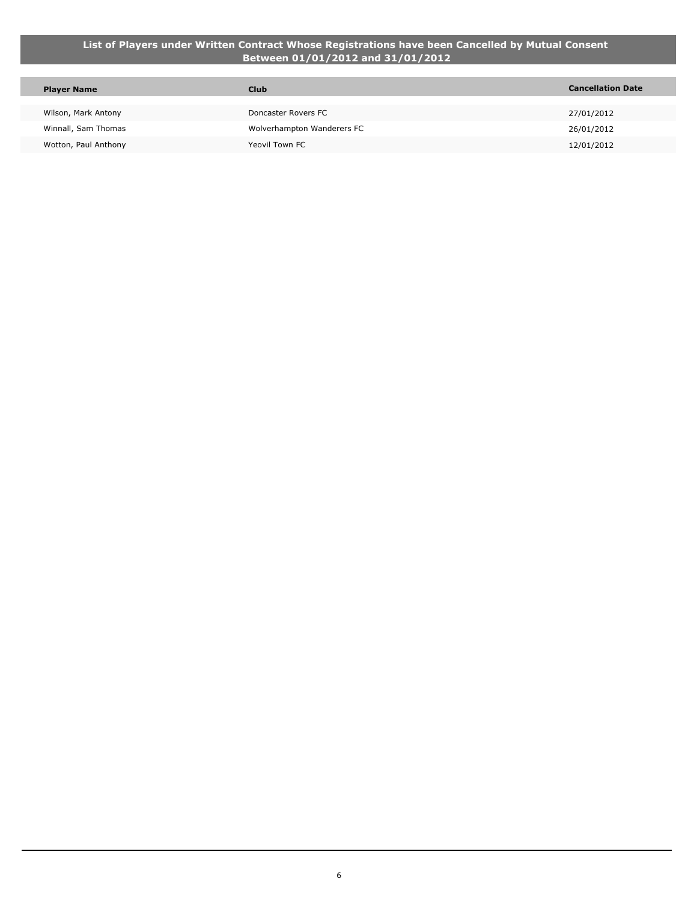## List of Players under Written Contract Whose Registrations have been Cancelled by Mutual Consent Between 01/01/2012 and 31/01/2012

| Player Name | Club | Cancellation Date |
| --- | --- | --- |
| Wilson, Mark Antony | Doncaster Rovers FC | 27/01/2012 |
| Winnall, Sam Thomas | Wolverhampton Wanderers FC | 26/01/2012 |
| Wotton, Paul Anthony | Yeovil Town FC | 12/01/2012 |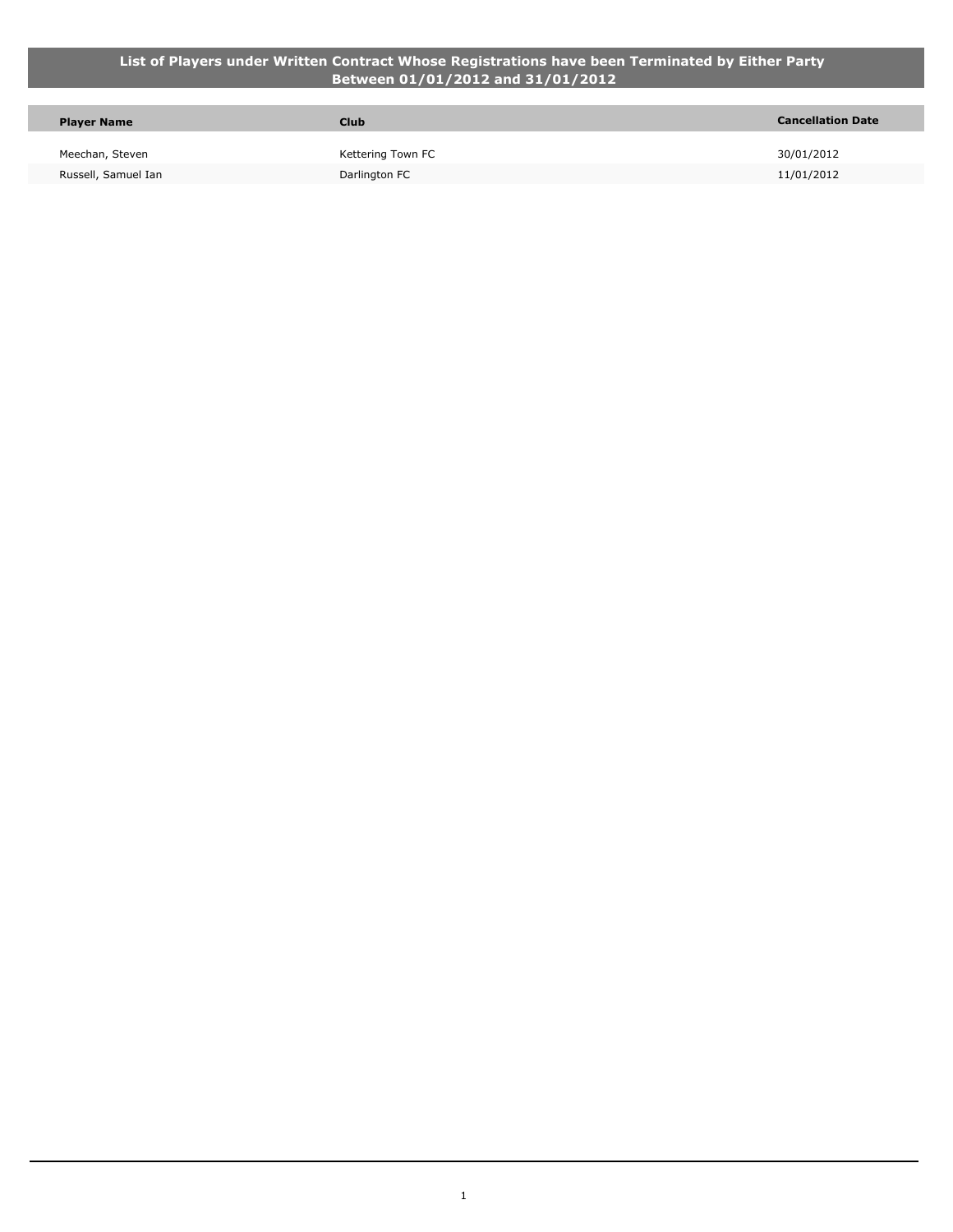## List of Players under Written Contract Whose Registrations have been Terminated by Either Party Between 01/01/2012 and 31/01/2012

| Player Name | Club | Cancellation Date |
|---|---|---|
| Meechan, Steven | Kettering Town FC | 30/01/2012 |
| Russell, Samuel Ian | Darlington FC | 11/01/2012 |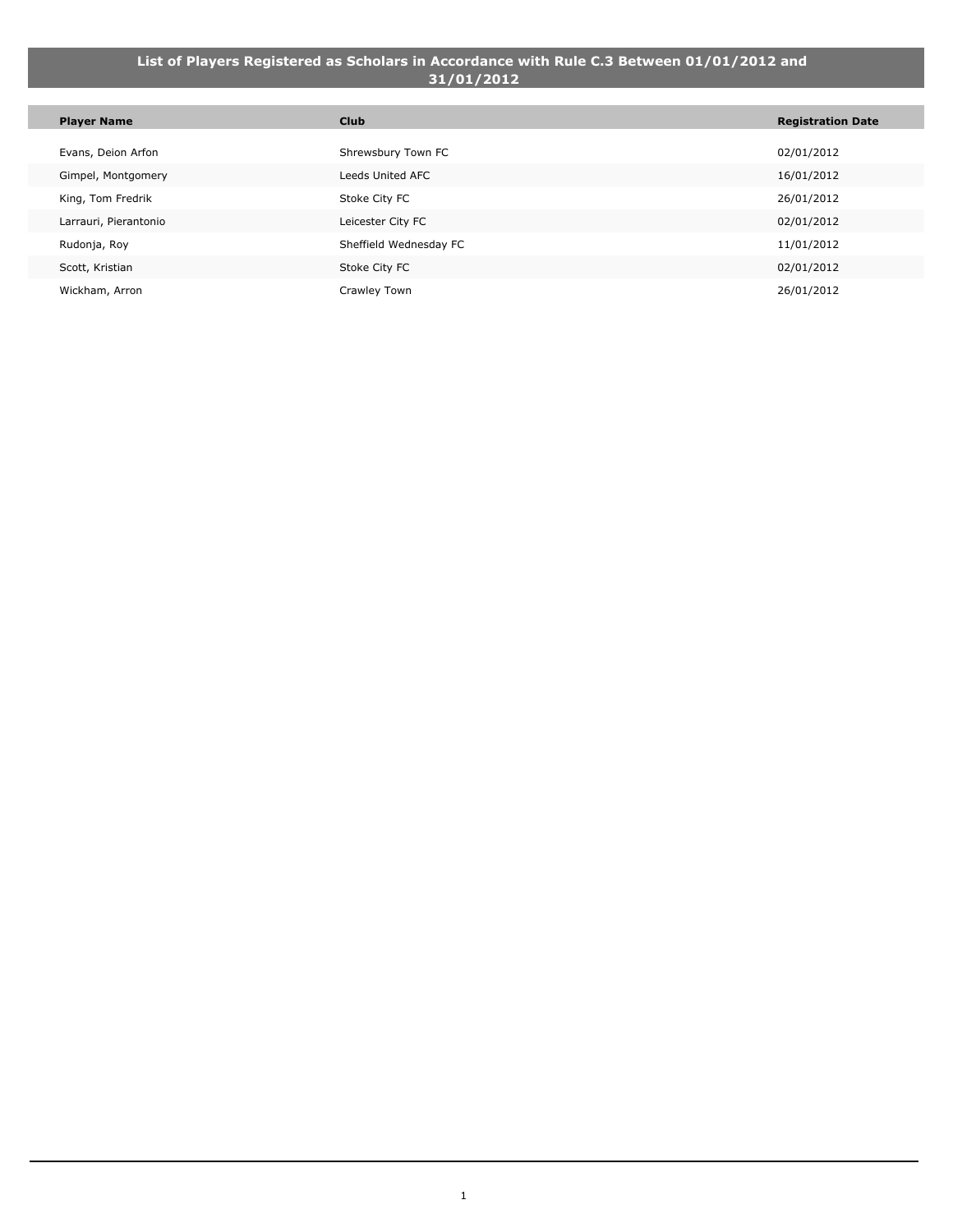## List of Players Registered as Scholars in Accordance with Rule C.3 Between 01/01/2012 and 31/01/2012

| Player Name | Club | Registration Date |
| --- | --- | --- |
| Evans, Deion Arfon | Shrewsbury Town FC | 02/01/2012 |
| Gimpel, Montgomery | Leeds United AFC | 16/01/2012 |
| King, Tom Fredrik | Stoke City FC | 26/01/2012 |
| Larrauri, Pierantonio | Leicester City FC | 02/01/2012 |
| Rudonja, Roy | Sheffield Wednesday FC | 11/01/2012 |
| Scott, Kristian | Stoke City FC | 02/01/2012 |
| Wickham, Arron | Crawley Town | 26/01/2012 |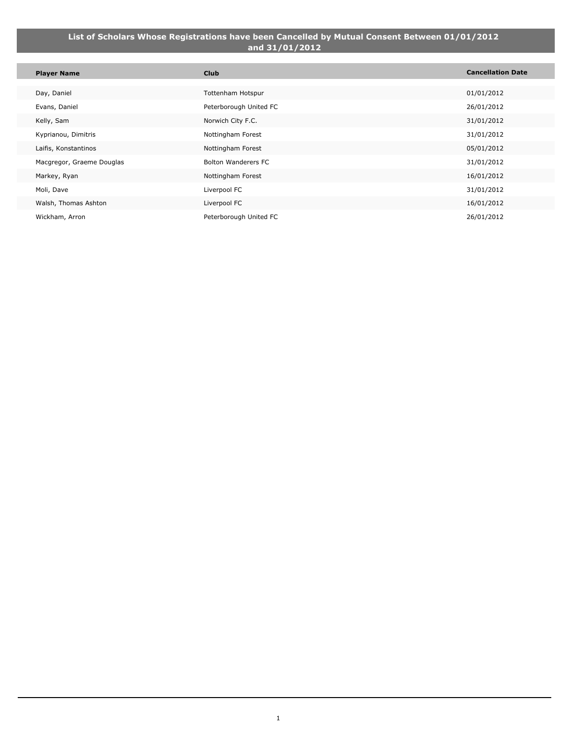## List of Scholars Whose Registrations have been Cancelled by Mutual Consent Between 01/01/2012 and 31/01/2012

| Player Name | Club | Cancellation Date |
|---|---|---|
| Day, Daniel | Tottenham Hotspur | 01/01/2012 |
| Evans, Daniel | Peterborough United FC | 26/01/2012 |
| Kelly, Sam | Norwich City F.C. | 31/01/2012 |
| Kyprianou, Dimitris | Nottingham Forest | 31/01/2012 |
| Laifis, Konstantinos | Nottingham Forest | 05/01/2012 |
| Macgregor, Graeme Douglas | Bolton Wanderers FC | 31/01/2012 |
| Markey, Ryan | Nottingham Forest | 16/01/2012 |
| Moli, Dave | Liverpool FC | 31/01/2012 |
| Walsh, Thomas Ashton | Liverpool FC | 16/01/2012 |
| Wickham, Arron | Peterborough United FC | 26/01/2012 |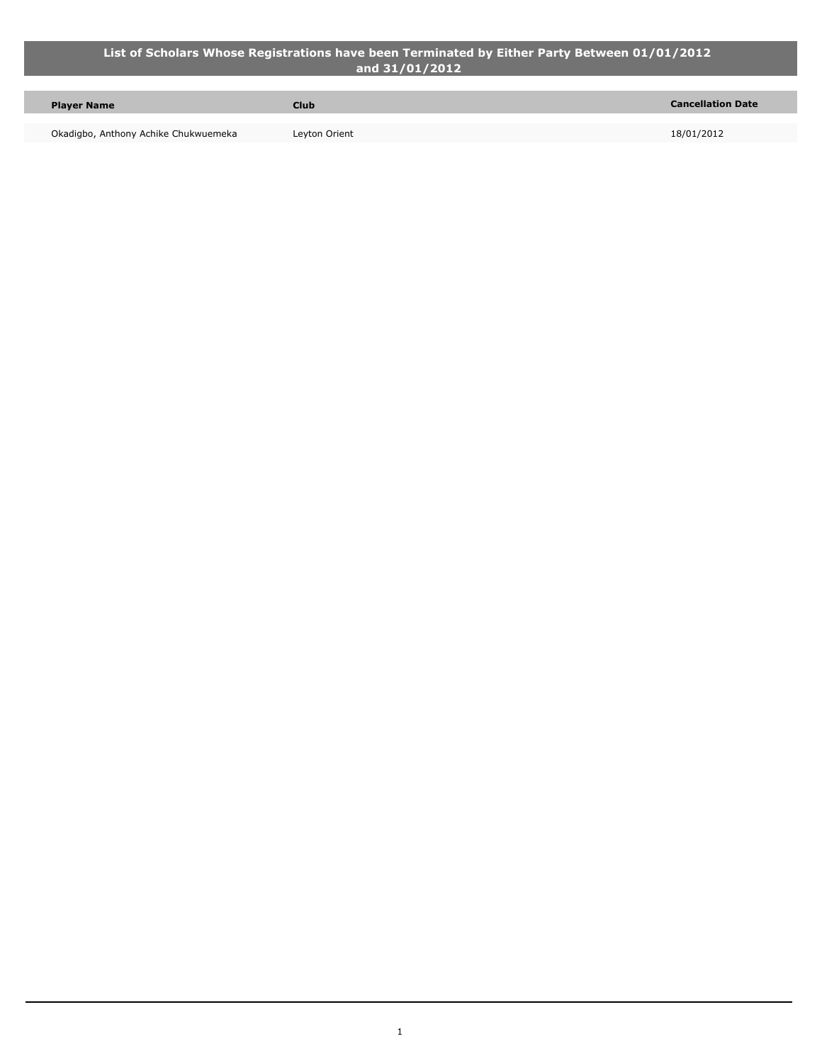## List of Scholars Whose Registrations have been Terminated by Either Party Between 01/01/2012 and 31/01/2012

| Player Name | Club | Cancellation Date |
| --- | --- | --- |
| Okadigbo, Anthony Achike Chukwuemeka | Leyton Orient | 18/01/2012 |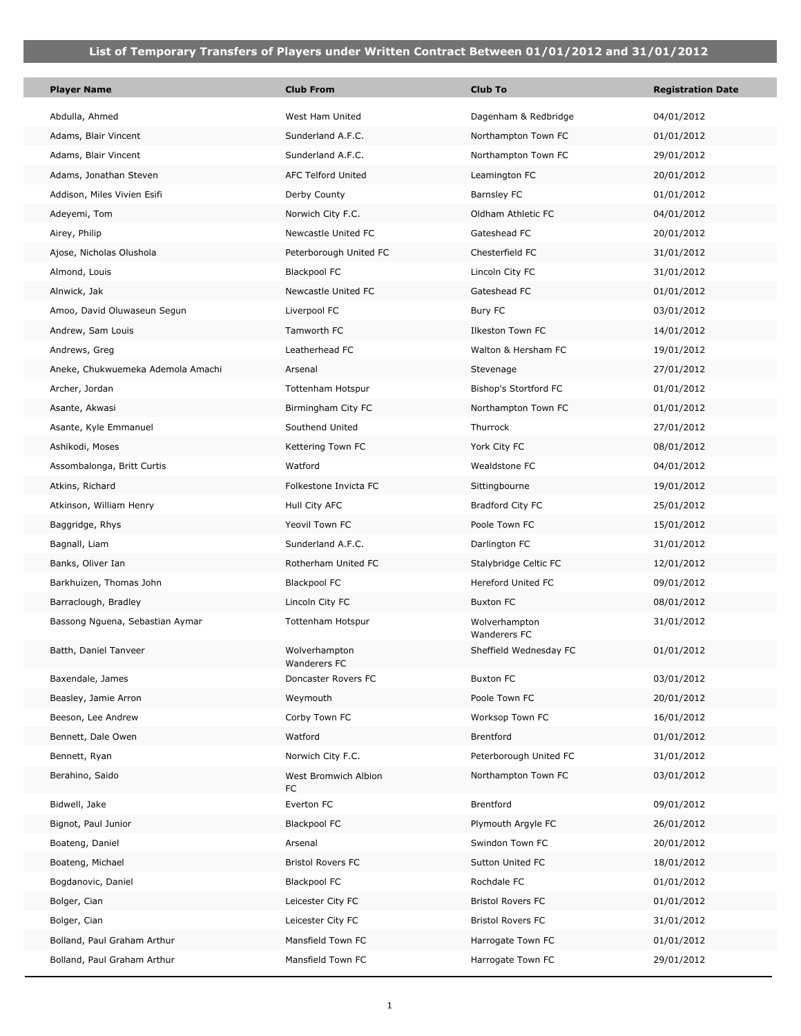## List of Temporary Transfers of Players under Written Contract Between 01/01/2012 and 31/01/2012

| Player Name | Club From | Club To | Registration Date |
|---|---|---|---|
| Abdulla, Ahmed | West Ham United | Dagenham & Redbridge | 04/01/2012 |
| Adams, Blair Vincent | Sunderland A.F.C. | Northampton Town FC | 01/01/2012 |
| Adams, Blair Vincent | Sunderland A.F.C. | Northampton Town FC | 29/01/2012 |
| Adams, Jonathan Steven | AFC Telford United | Leamington FC | 20/01/2012 |
| Addison, Miles Vivien Esifi | Derby County | Barnsley FC | 01/01/2012 |
| Adeyemi, Tom | Norwich City F.C. | Oldham Athletic FC | 04/01/2012 |
| Airey, Philip | Newcastle United FC | Gateshead FC | 20/01/2012 |
| Ajose, Nicholas Olushola | Peterborough United FC | Chesterfield FC | 31/01/2012 |
| Almond, Louis | Blackpool FC | Lincoln City FC | 31/01/2012 |
| Alnwick, Jak | Newcastle United FC | Gateshead FC | 01/01/2012 |
| Amoo, David Oluwaseun Segun | Liverpool FC | Bury FC | 03/01/2012 |
| Andrew, Sam Louis | Tamworth FC | Ilkeston Town FC | 14/01/2012 |
| Andrews, Greg | Leatherhead FC | Walton & Hersham FC | 19/01/2012 |
| Aneke, Chukwuemeka Ademola Amachi | Arsenal | Stevenage | 27/01/2012 |
| Archer, Jordan | Tottenham Hotspur | Bishop's Stortford FC | 01/01/2012 |
| Asante, Akwasi | Birmingham City FC | Northampton Town FC | 01/01/2012 |
| Asante, Kyle Emmanuel | Southend United | Thurrock | 27/01/2012 |
| Ashikodi, Moses | Kettering Town FC | York City FC | 08/01/2012 |
| Assombalonga, Britt Curtis | Watford | Wealdstone FC | 04/01/2012 |
| Atkins, Richard | Folkestone Invicta FC | Sittingbourne | 19/01/2012 |
| Atkinson, William Henry | Hull City AFC | Bradford City FC | 25/01/2012 |
| Baggridge, Rhys | Yeovil Town FC | Poole Town FC | 15/01/2012 |
| Bagnall, Liam | Sunderland A.F.C. | Darlington FC | 31/01/2012 |
| Banks, Oliver Ian | Rotherham United FC | Stalybridge Celtic FC | 12/01/2012 |
| Barkhuizen, Thomas John | Blackpool FC | Hereford United FC | 09/01/2012 |
| Barraclough, Bradley | Lincoln City FC | Buxton FC | 08/01/2012 |
| Bassong Nguena, Sebastian Aymar | Tottenham Hotspur | Wolverhampton Wanderers FC | 31/01/2012 |
| Batth, Daniel Tanveer | Wolverhampton Wanderers FC | Sheffield Wednesday FC | 01/01/2012 |
| Baxendale, James | Doncaster Rovers FC | Buxton FC | 03/01/2012 |
| Beasley, Jamie Arron | Weymouth | Poole Town FC | 20/01/2012 |
| Beeson, Lee Andrew | Corby Town FC | Worksop Town FC | 16/01/2012 |
| Bennett, Dale Owen | Watford | Brentford | 01/01/2012 |
| Bennett, Ryan | Norwich City F.C. | Peterborough United FC | 31/01/2012 |
| Berahino, Saido | West Bromwich Albion FC | Northampton Town FC | 03/01/2012 |
| Bidwell, Jake | Everton FC | Brentford | 09/01/2012 |
| Bignot, Paul Junior | Blackpool FC | Plymouth Argyle FC | 26/01/2012 |
| Boateng, Daniel | Arsenal | Swindon Town FC | 20/01/2012 |
| Boateng, Michael | Bristol Rovers FC | Sutton United FC | 18/01/2012 |
| Bogdanovic, Daniel | Blackpool FC | Rochdale FC | 01/01/2012 |
| Bolger, Cian | Leicester City FC | Bristol Rovers FC | 01/01/2012 |
| Bolger, Cian | Leicester City FC | Bristol Rovers FC | 31/01/2012 |
| Bolland, Paul Graham Arthur | Mansfield Town FC | Harrogate Town FC | 01/01/2012 |
| Bolland, Paul Graham Arthur | Mansfield Town FC | Harrogate Town FC | 29/01/2012 |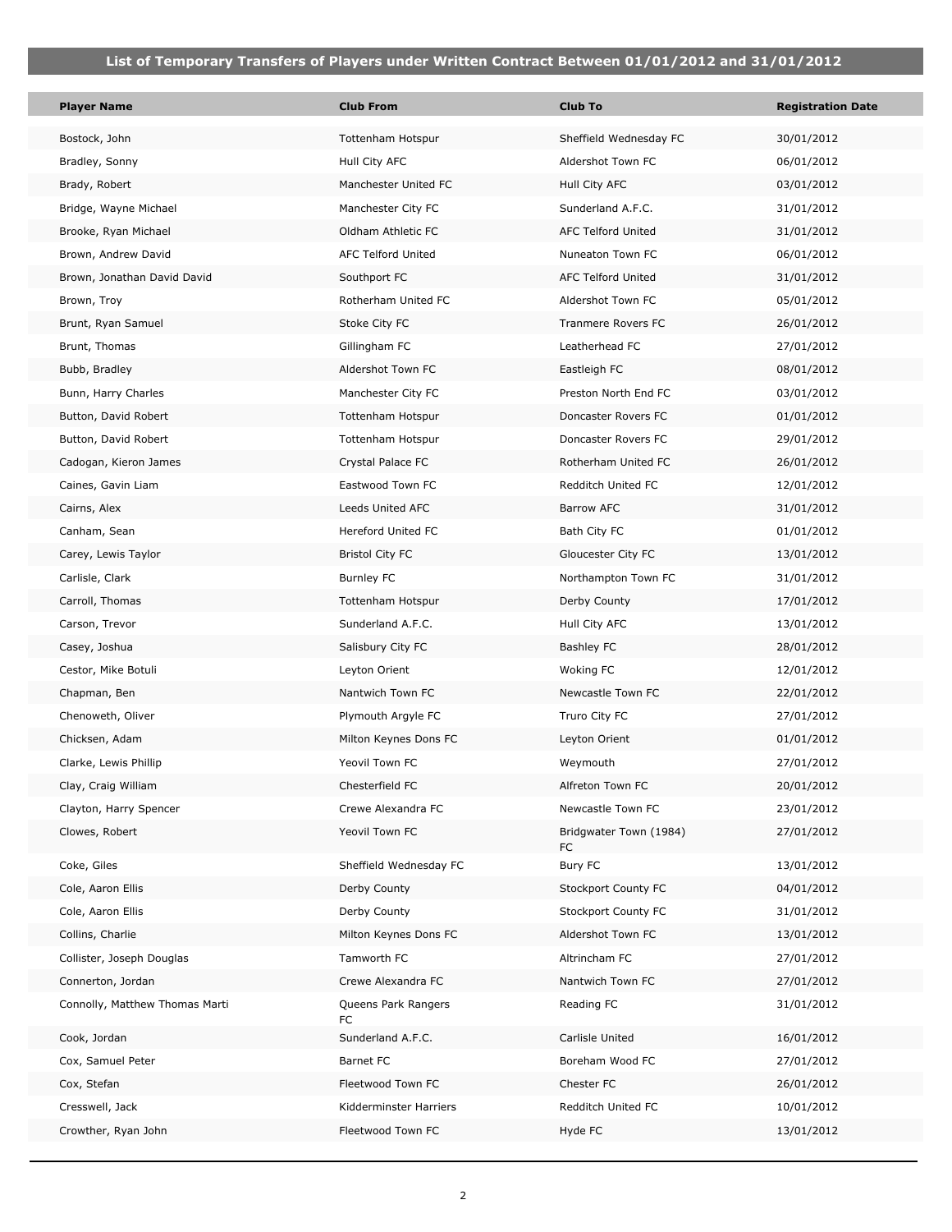## List of Temporary Transfers of Players under Written Contract Between 01/01/2012 and 31/01/2012

| Player Name | Club From | Club To | Registration Date |
|---|---|---|---|
| Bostock, John | Tottenham Hotspur | Sheffield Wednesday FC | 30/01/2012 |
| Bradley, Sonny | Hull City AFC | Aldershot Town FC | 06/01/2012 |
| Brady, Robert | Manchester United FC | Hull City AFC | 03/01/2012 |
| Bridge, Wayne Michael | Manchester City FC | Sunderland A.F.C. | 31/01/2012 |
| Brooke, Ryan Michael | Oldham Athletic FC | AFC Telford United | 31/01/2012 |
| Brown, Andrew David | AFC Telford United | Nuneaton Town FC | 06/01/2012 |
| Brown, Jonathan David David | Southport FC | AFC Telford United | 31/01/2012 |
| Brown, Troy | Rotherham United FC | Aldershot Town FC | 05/01/2012 |
| Brunt, Ryan Samuel | Stoke City FC | Tranmere Rovers FC | 26/01/2012 |
| Brunt, Thomas | Gillingham FC | Leatherhead FC | 27/01/2012 |
| Bubb, Bradley | Aldershot Town FC | Eastleigh FC | 08/01/2012 |
| Bunn, Harry Charles | Manchester City FC | Preston North End FC | 03/01/2012 |
| Button, David Robert | Tottenham Hotspur | Doncaster Rovers FC | 01/01/2012 |
| Button, David Robert | Tottenham Hotspur | Doncaster Rovers FC | 29/01/2012 |
| Cadogan, Kieron James | Crystal Palace FC | Rotherham United FC | 26/01/2012 |
| Caines, Gavin Liam | Eastwood Town FC | Redditch United FC | 12/01/2012 |
| Cairns, Alex | Leeds United AFC | Barrow AFC | 31/01/2012 |
| Canham, Sean | Hereford United FC | Bath City FC | 01/01/2012 |
| Carey, Lewis Taylor | Bristol City FC | Gloucester City FC | 13/01/2012 |
| Carlisle, Clark | Burnley FC | Northampton Town FC | 31/01/2012 |
| Carroll, Thomas | Tottenham Hotspur | Derby County | 17/01/2012 |
| Carson, Trevor | Sunderland A.F.C. | Hull City AFC | 13/01/2012 |
| Casey, Joshua | Salisbury City FC | Bashley FC | 28/01/2012 |
| Cestor, Mike Botuli | Leyton Orient | Woking FC | 12/01/2012 |
| Chapman, Ben | Nantwich Town FC | Newcastle Town FC | 22/01/2012 |
| Chenoweth, Oliver | Plymouth Argyle FC | Truro City FC | 27/01/2012 |
| Chicksen, Adam | Milton Keynes Dons FC | Leyton Orient | 01/01/2012 |
| Clarke, Lewis Phillip | Yeovil Town FC | Weymouth | 27/01/2012 |
| Clay, Craig William | Chesterfield FC | Alfreton Town FC | 20/01/2012 |
| Clayton, Harry Spencer | Crewe Alexandra FC | Newcastle Town FC | 23/01/2012 |
| Clowes, Robert | Yeovil Town FC | Bridgwater Town (1984) FC | 27/01/2012 |
| Coke, Giles | Sheffield Wednesday FC | Bury FC | 13/01/2012 |
| Cole, Aaron Ellis | Derby County | Stockport County FC | 04/01/2012 |
| Cole, Aaron Ellis | Derby County | Stockport County FC | 31/01/2012 |
| Collins, Charlie | Milton Keynes Dons FC | Aldershot Town FC | 13/01/2012 |
| Collister, Joseph Douglas | Tamworth FC | Altrincham FC | 27/01/2012 |
| Connerton, Jordan | Crewe Alexandra FC | Nantwich Town FC | 27/01/2012 |
| Connolly, Matthew Thomas Marti | Queens Park Rangers FC | Reading FC | 31/01/2012 |
| Cook, Jordan | Sunderland A.F.C. | Carlisle United | 16/01/2012 |
| Cox, Samuel Peter | Barnet FC | Boreham Wood FC | 27/01/2012 |
| Cox, Stefan | Fleetwood Town FC | Chester FC | 26/01/2012 |
| Cresswell, Jack | Kidderminster Harriers | Redditch United FC | 10/01/2012 |
| Crowther, Ryan John | Fleetwood Town FC | Hyde FC | 13/01/2012 |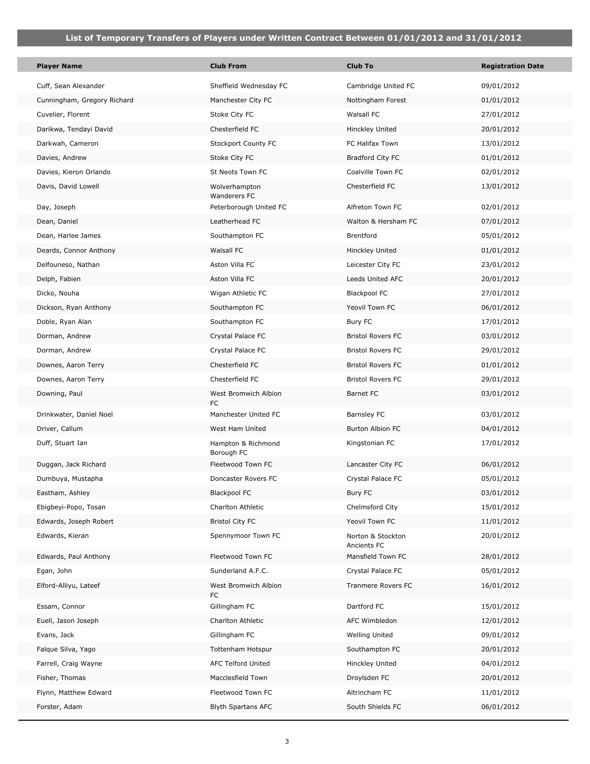## List of Temporary Transfers of Players under Written Contract Between 01/01/2012 and 31/01/2012

| Player Name | Club From | Club To | Registration Date |
|---|---|---|---|
| Cuff, Sean Alexander | Sheffield Wednesday FC | Cambridge United FC | 09/01/2012 |
| Cunningham, Gregory Richard | Manchester City FC | Nottingham Forest | 01/01/2012 |
| Cuvelier, Florent | Stoke City FC | Walsall FC | 27/01/2012 |
| Darikwa, Tendayi David | Chesterfield FC | Hinckley United | 20/01/2012 |
| Darkwah, Cameron | Stockport County FC | FC Halifax Town | 13/01/2012 |
| Davies, Andrew | Stoke City FC | Bradford City FC | 01/01/2012 |
| Davies, Kieron Orlando | St Neots Town FC | Coalville Town FC | 02/01/2012 |
| Davis, David Lowell | Wolverhampton Wanderers FC | Chesterfield FC | 13/01/2012 |
| Day, Joseph | Peterborough United FC | Alfreton Town FC | 02/01/2012 |
| Dean, Daniel | Leatherhead FC | Walton & Hersham FC | 07/01/2012 |
| Dean, Harlee James | Southampton FC | Brentford | 05/01/2012 |
| Deards, Connor Anthony | Walsall FC | Hinckley United | 01/01/2012 |
| Delfouneso, Nathan | Aston Villa FC | Leicester City FC | 23/01/2012 |
| Delph, Fabien | Aston Villa FC | Leeds United AFC | 20/01/2012 |
| Dicko, Nouha | Wigan Athletic FC | Blackpool FC | 27/01/2012 |
| Dickson, Ryan Anthony | Southampton FC | Yeovil Town FC | 06/01/2012 |
| Doble, Ryan Alan | Southampton FC | Bury FC | 17/01/2012 |
| Dorman, Andrew | Crystal Palace FC | Bristol Rovers FC | 03/01/2012 |
| Dorman, Andrew | Crystal Palace FC | Bristol Rovers FC | 29/01/2012 |
| Downes, Aaron Terry | Chesterfield FC | Bristol Rovers FC | 01/01/2012 |
| Downes, Aaron Terry | Chesterfield FC | Bristol Rovers FC | 29/01/2012 |
| Downing, Paul | West Bromwich Albion FC | Barnet FC | 03/01/2012 |
| Drinkwater, Daniel Noel | Manchester United FC | Barnsley FC | 03/01/2012 |
| Driver, Callum | West Ham United | Burton Albion FC | 04/01/2012 |
| Duff, Stuart Ian | Hampton & Richmond Borough FC | Kingstonian FC | 17/01/2012 |
| Duggan, Jack Richard | Fleetwood Town FC | Lancaster City FC | 06/01/2012 |
| Dumbuya, Mustapha | Doncaster Rovers FC | Crystal Palace FC | 05/01/2012 |
| Eastham, Ashley | Blackpool FC | Bury FC | 03/01/2012 |
| Ebigbeyi-Popo, Tosan | Charlton Athletic | Chelmsford City | 15/01/2012 |
| Edwards, Joseph Robert | Bristol City FC | Yeovil Town FC | 11/01/2012 |
| Edwards, Kieran | Spennymoor Town FC | Norton & Stockton Ancients FC | 20/01/2012 |
| Edwards, Paul Anthony | Fleetwood Town FC | Mansfield Town FC | 28/01/2012 |
| Egan, John | Sunderland A.F.C. | Crystal Palace FC | 05/01/2012 |
| Elford-Alliyu, Lateef | West Bromwich Albion FC | Tranmere Rovers FC | 16/01/2012 |
| Essam, Connor | Gillingham FC | Dartford FC | 15/01/2012 |
| Euell, Jason Joseph | Charlton Athletic | AFC Wimbledon | 12/01/2012 |
| Evans, Jack | Gillingham FC | Welling United | 09/01/2012 |
| Falque Silva, Yago | Tottenham Hotspur | Southampton FC | 20/01/2012 |
| Farrell, Craig Wayne | AFC Telford United | Hinckley United | 04/01/2012 |
| Fisher, Thomas | Macclesfield Town | Droylsden FC | 20/01/2012 |
| Flynn, Matthew Edward | Fleetwood Town FC | Altrincham FC | 11/01/2012 |
| Forster, Adam | Blyth Spartans AFC | South Shields FC | 06/01/2012 |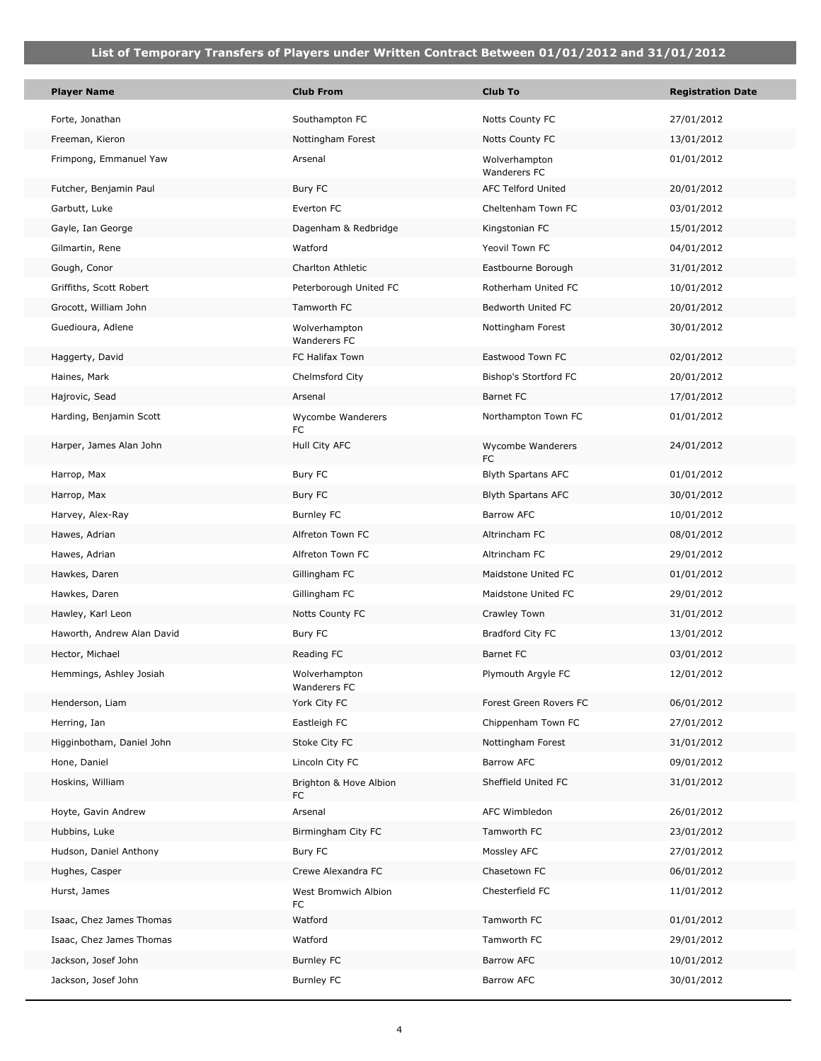## List of Temporary Transfers of Players under Written Contract Between 01/01/2012 and 31/01/2012

| Player Name | Club From | Club To | Registration Date |
|---|---|---|---|
| Forte, Jonathan | Southampton FC | Notts County FC | 27/01/2012 |
| Freeman, Kieron | Nottingham Forest | Notts County FC | 13/01/2012 |
| Frimpong, Emmanuel Yaw | Arsenal | Wolverhampton Wanderers FC | 01/01/2012 |
| Futcher, Benjamin Paul | Bury FC | AFC Telford United | 20/01/2012 |
| Garbutt, Luke | Everton FC | Cheltenham Town FC | 03/01/2012 |
| Gayle, Ian George | Dagenham & Redbridge | Kingstonian FC | 15/01/2012 |
| Gilmartin, Rene | Watford | Yeovil Town FC | 04/01/2012 |
| Gough, Conor | Charlton Athletic | Eastbourne Borough | 31/01/2012 |
| Griffiths, Scott Robert | Peterborough United FC | Rotherham United FC | 10/01/2012 |
| Grocott, William John | Tamworth FC | Bedworth United FC | 20/01/2012 |
| Guedioura, Adlene | Wolverhampton Wanderers FC | Nottingham Forest | 30/01/2012 |
| Haggerty, David | FC Halifax Town | Eastwood Town FC | 02/01/2012 |
| Haines, Mark | Chelmsford City | Bishop's Stortford FC | 20/01/2012 |
| Hajrovic, Sead | Arsenal | Barnet FC | 17/01/2012 |
| Harding, Benjamin Scott | Wycombe Wanderers FC | Northampton Town FC | 01/01/2012 |
| Harper, James Alan John | Hull City AFC | Wycombe Wanderers FC | 24/01/2012 |
| Harrop, Max | Bury FC | Blyth Spartans AFC | 01/01/2012 |
| Harrop, Max | Bury FC | Blyth Spartans AFC | 30/01/2012 |
| Harvey, Alex-Ray | Burnley FC | Barrow AFC | 10/01/2012 |
| Hawes, Adrian | Alfreton Town FC | Altrincham FC | 08/01/2012 |
| Hawes, Adrian | Alfreton Town FC | Altrincham FC | 29/01/2012 |
| Hawkes, Daren | Gillingham FC | Maidstone United FC | 01/01/2012 |
| Hawkes, Daren | Gillingham FC | Maidstone United FC | 29/01/2012 |
| Hawley, Karl Leon | Notts County FC | Crawley Town | 31/01/2012 |
| Haworth, Andrew Alan David | Bury FC | Bradford City FC | 13/01/2012 |
| Hector, Michael | Reading FC | Barnet FC | 03/01/2012 |
| Hemmings, Ashley Josiah | Wolverhampton Wanderers FC | Plymouth Argyle FC | 12/01/2012 |
| Henderson, Liam | York City FC | Forest Green Rovers FC | 06/01/2012 |
| Herring, Ian | Eastleigh FC | Chippenham Town FC | 27/01/2012 |
| Higginbotham, Daniel John | Stoke City FC | Nottingham Forest | 31/01/2012 |
| Hone, Daniel | Lincoln City FC | Barrow AFC | 09/01/2012 |
| Hoskins, William | Brighton & Hove Albion FC | Sheffield United FC | 31/01/2012 |
| Hoyte, Gavin Andrew | Arsenal | AFC Wimbledon | 26/01/2012 |
| Hubbins, Luke | Birmingham City FC | Tamworth FC | 23/01/2012 |
| Hudson, Daniel Anthony | Bury FC | Mossley AFC | 27/01/2012 |
| Hughes, Casper | Crewe Alexandra FC | Chasetown FC | 06/01/2012 |
| Hurst, James | West Bromwich Albion FC | Chesterfield FC | 11/01/2012 |
| Isaac, Chez James Thomas | Watford | Tamworth FC | 01/01/2012 |
| Isaac, Chez James Thomas | Watford | Tamworth FC | 29/01/2012 |
| Jackson, Josef John | Burnley FC | Barrow AFC | 10/01/2012 |
| Jackson, Josef John | Burnley FC | Barrow AFC | 30/01/2012 |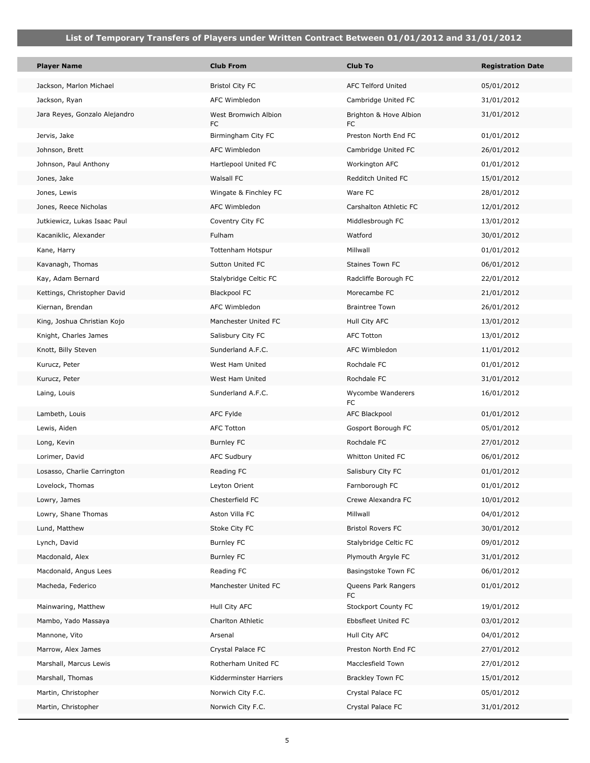## List of Temporary Transfers of Players under Written Contract Between 01/01/2012 and 31/01/2012

| Player Name | Club From | Club To | Registration Date |
|---|---|---|---|
| Jackson, Marlon Michael | Bristol City FC | AFC Telford United | 05/01/2012 |
| Jackson, Ryan | AFC Wimbledon | Cambridge United FC | 31/01/2012 |
| Jara Reyes, Gonzalo Alejandro | West Bromwich Albion FC | Brighton & Hove Albion FC | 31/01/2012 |
| Jervis, Jake | Birmingham City FC | Preston North End FC | 01/01/2012 |
| Johnson, Brett | AFC Wimbledon | Cambridge United FC | 26/01/2012 |
| Johnson, Paul Anthony | Hartlepool United FC | Workington AFC | 01/01/2012 |
| Jones, Jake | Walsall FC | Redditch United FC | 15/01/2012 |
| Jones, Lewis | Wingate & Finchley FC | Ware FC | 28/01/2012 |
| Jones, Reece Nicholas | AFC Wimbledon | Carshalton Athletic FC | 12/01/2012 |
| Jutkiewicz, Lukas Isaac Paul | Coventry City FC | Middlesbrough FC | 13/01/2012 |
| Kacaniklic, Alexander | Fulham | Watford | 30/01/2012 |
| Kane, Harry | Tottenham Hotspur | Millwall | 01/01/2012 |
| Kavanagh, Thomas | Sutton United FC | Staines Town FC | 06/01/2012 |
| Kay, Adam Bernard | Stalybridge Celtic FC | Radcliffe Borough FC | 22/01/2012 |
| Kettings, Christopher David | Blackpool FC | Morecambe FC | 21/01/2012 |
| Kiernan, Brendan | AFC Wimbledon | Braintree Town | 26/01/2012 |
| King, Joshua Christian Kojo | Manchester United FC | Hull City AFC | 13/01/2012 |
| Knight, Charles James | Salisbury City FC | AFC Totton | 13/01/2012 |
| Knott, Billy Steven | Sunderland A.F.C. | AFC Wimbledon | 11/01/2012 |
| Kurucz, Peter | West Ham United | Rochdale FC | 01/01/2012 |
| Kurucz, Peter | West Ham United | Rochdale FC | 31/01/2012 |
| Laing, Louis | Sunderland A.F.C. | Wycombe Wanderers FC | 16/01/2012 |
| Lambeth, Louis | AFC Fylde | AFC Blackpool | 01/01/2012 |
| Lewis, Aiden | AFC Totton | Gosport Borough FC | 05/01/2012 |
| Long, Kevin | Burnley FC | Rochdale FC | 27/01/2012 |
| Lorimer, David | AFC Sudbury | Whitton United FC | 06/01/2012 |
| Losasso, Charlie Carrington | Reading FC | Salisbury City FC | 01/01/2012 |
| Lovelock, Thomas | Leyton Orient | Farnborough FC | 01/01/2012 |
| Lowry, James | Chesterfield FC | Crewe Alexandra FC | 10/01/2012 |
| Lowry, Shane Thomas | Aston Villa FC | Millwall | 04/01/2012 |
| Lund, Matthew | Stoke City FC | Bristol Rovers FC | 30/01/2012 |
| Lynch, David | Burnley FC | Stalybridge Celtic FC | 09/01/2012 |
| Macdonald, Alex | Burnley FC | Plymouth Argyle FC | 31/01/2012 |
| Macdonald, Angus Lees | Reading FC | Basingstoke Town FC | 06/01/2012 |
| Macheda, Federico | Manchester United FC | Queens Park Rangers FC | 01/01/2012 |
| Mainwaring, Matthew | Hull City AFC | Stockport County FC | 19/01/2012 |
| Mambo, Yado Massaya | Charlton Athletic | Ebbsfleet United FC | 03/01/2012 |
| Mannone, Vito | Arsenal | Hull City AFC | 04/01/2012 |
| Marrow, Alex James | Crystal Palace FC | Preston North End FC | 27/01/2012 |
| Marshall, Marcus Lewis | Rotherham United FC | Macclesfield Town | 27/01/2012 |
| Marshall, Thomas | Kidderminster Harriers | Brackley Town FC | 15/01/2012 |
| Martin, Christopher | Norwich City F.C. | Crystal Palace FC | 05/01/2012 |
| Martin, Christopher | Norwich City F.C. | Crystal Palace FC | 31/01/2012 |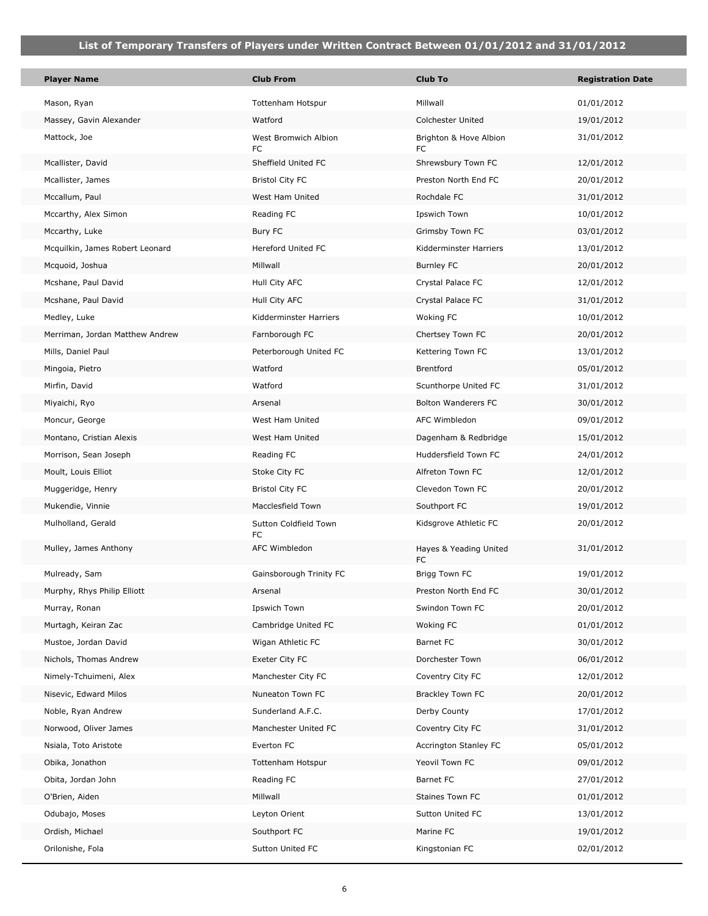## List of Temporary Transfers of Players under Written Contract Between 01/01/2012 and 31/01/2012

| Player Name | Club From | Club To | Registration Date |
|---|---|---|---|
| Mason, Ryan | Tottenham Hotspur | Millwall | 01/01/2012 |
| Massey, Gavin Alexander | Watford | Colchester United | 19/01/2012 |
| Mattock, Joe | West Bromwich Albion FC | Brighton & Hove Albion FC | 31/01/2012 |
| Mcallister, David | Sheffield United FC | Shrewsbury Town FC | 12/01/2012 |
| Mcallister, James | Bristol City FC | Preston North End FC | 20/01/2012 |
| Mccallum, Paul | West Ham United | Rochdale FC | 31/01/2012 |
| Mccarthy, Alex Simon | Reading FC | Ipswich Town | 10/01/2012 |
| Mccarthy, Luke | Bury FC | Grimsby Town FC | 03/01/2012 |
| Mcquilkin, James Robert Leonard | Hereford United FC | Kidderminster Harriers | 13/01/2012 |
| Mcquoid, Joshua | Millwall | Burnley FC | 20/01/2012 |
| Mcshane, Paul David | Hull City AFC | Crystal Palace FC | 12/01/2012 |
| Mcshane, Paul David | Hull City AFC | Crystal Palace FC | 31/01/2012 |
| Medley, Luke | Kidderminster Harriers | Woking FC | 10/01/2012 |
| Merriman, Jordan Matthew Andrew | Farnborough FC | Chertsey Town FC | 20/01/2012 |
| Mills, Daniel Paul | Peterborough United FC | Kettering Town FC | 13/01/2012 |
| Mingoia, Pietro | Watford | Brentford | 05/01/2012 |
| Mirfin, David | Watford | Scunthorpe United FC | 31/01/2012 |
| Miyaichi, Ryo | Arsenal | Bolton Wanderers FC | 30/01/2012 |
| Moncur, George | West Ham United | AFC Wimbledon | 09/01/2012 |
| Montano, Cristian Alexis | West Ham United | Dagenham & Redbridge | 15/01/2012 |
| Morrison, Sean Joseph | Reading FC | Huddersfield Town FC | 24/01/2012 |
| Moult, Louis Elliot | Stoke City FC | Alfreton Town FC | 12/01/2012 |
| Muggeridge, Henry | Bristol City FC | Clevedon Town FC | 20/01/2012 |
| Mukendie, Vinnie | Macclesfield Town | Southport FC | 19/01/2012 |
| Mulholland, Gerald | Sutton Coldfield Town FC | Kidsgrove Athletic FC | 20/01/2012 |
| Mulley, James Anthony | AFC Wimbledon | Hayes & Yeading United FC | 31/01/2012 |
| Mulready, Sam | Gainsborough Trinity FC | Brigg Town FC | 19/01/2012 |
| Murphy, Rhys Philip Elliott | Arsenal | Preston North End FC | 30/01/2012 |
| Murray, Ronan | Ipswich Town | Swindon Town FC | 20/01/2012 |
| Murtagh, Keiran Zac | Cambridge United FC | Woking FC | 01/01/2012 |
| Mustoe, Jordan David | Wigan Athletic FC | Barnet FC | 30/01/2012 |
| Nichols, Thomas Andrew | Exeter City FC | Dorchester Town | 06/01/2012 |
| Nimely-Tchuimeni, Alex | Manchester City FC | Coventry City FC | 12/01/2012 |
| Nisevic, Edward Milos | Nuneaton Town FC | Brackley Town FC | 20/01/2012 |
| Noble, Ryan Andrew | Sunderland A.F.C. | Derby County | 17/01/2012 |
| Norwood, Oliver James | Manchester United FC | Coventry City FC | 31/01/2012 |
| Nsiala, Toto Aristote | Everton FC | Accrington Stanley FC | 05/01/2012 |
| Obika, Jonathon | Tottenham Hotspur | Yeovil Town FC | 09/01/2012 |
| Obita, Jordan John | Reading FC | Barnet FC | 27/01/2012 |
| O'Brien, Aiden | Millwall | Staines Town FC | 01/01/2012 |
| Odubajo, Moses | Leyton Orient | Sutton United FC | 13/01/2012 |
| Ordish, Michael | Southport FC | Marine FC | 19/01/2012 |
| Orilonishe, Fola | Sutton United FC | Kingstonian FC | 02/01/2012 |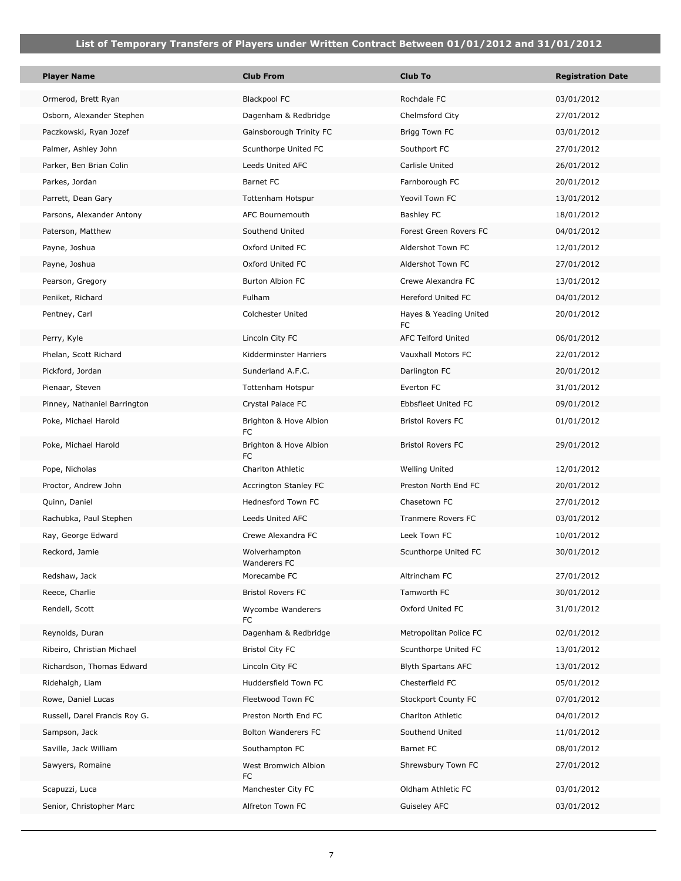## List of Temporary Transfers of Players under Written Contract Between 01/01/2012 and 31/01/2012

| Player Name | Club From | Club To | Registration Date |
|---|---|---|---|
| Ormerod, Brett Ryan | Blackpool FC | Rochdale FC | 03/01/2012 |
| Osborn, Alexander Stephen | Dagenham & Redbridge | Chelmsford City | 27/01/2012 |
| Paczkowski, Ryan Jozef | Gainsborough Trinity FC | Brigg Town FC | 03/01/2012 |
| Palmer, Ashley John | Scunthorpe United FC | Southport FC | 27/01/2012 |
| Parker, Ben Brian Colin | Leeds United AFC | Carlisle United | 26/01/2012 |
| Parkes, Jordan | Barnet FC | Farnborough FC | 20/01/2012 |
| Parrett, Dean Gary | Tottenham Hotspur | Yeovil Town FC | 13/01/2012 |
| Parsons, Alexander Antony | AFC Bournemouth | Bashley FC | 18/01/2012 |
| Paterson, Matthew | Southend United | Forest Green Rovers FC | 04/01/2012 |
| Payne, Joshua | Oxford United FC | Aldershot Town FC | 12/01/2012 |
| Payne, Joshua | Oxford United FC | Aldershot Town FC | 27/01/2012 |
| Pearson, Gregory | Burton Albion FC | Crewe Alexandra FC | 13/01/2012 |
| Peniket, Richard | Fulham | Hereford United FC | 04/01/2012 |
| Pentney, Carl | Colchester United | Hayes & Yeading United FC | 20/01/2012 |
| Perry, Kyle | Lincoln City FC | AFC Telford United | 06/01/2012 |
| Phelan, Scott Richard | Kidderminster Harriers | Vauxhall Motors FC | 22/01/2012 |
| Pickford, Jordan | Sunderland A.F.C. | Darlington FC | 20/01/2012 |
| Pienaar, Steven | Tottenham Hotspur | Everton FC | 31/01/2012 |
| Pinney, Nathaniel Barrington | Crystal Palace FC | Ebbsfleet United FC | 09/01/2012 |
| Poke, Michael Harold | Brighton & Hove Albion FC | Bristol Rovers FC | 01/01/2012 |
| Poke, Michael Harold | Brighton & Hove Albion FC | Bristol Rovers FC | 29/01/2012 |
| Pope, Nicholas | Charlton Athletic | Welling United | 12/01/2012 |
| Proctor, Andrew John | Accrington Stanley FC | Preston North End FC | 20/01/2012 |
| Quinn, Daniel | Hednesford Town FC | Chasetown FC | 27/01/2012 |
| Rachubka, Paul Stephen | Leeds United AFC | Tranmere Rovers FC | 03/01/2012 |
| Ray, George Edward | Crewe Alexandra FC | Leek Town FC | 10/01/2012 |
| Reckord, Jamie | Wolverhampton Wanderers FC | Scunthorpe United FC | 30/01/2012 |
| Redshaw, Jack | Morecambe FC | Altrincham FC | 27/01/2012 |
| Reece, Charlie | Bristol Rovers FC | Tamworth FC | 30/01/2012 |
| Rendell, Scott | Wycombe Wanderers FC | Oxford United FC | 31/01/2012 |
| Reynolds, Duran | Dagenham & Redbridge | Metropolitan Police FC | 02/01/2012 |
| Ribeiro, Christian Michael | Bristol City FC | Scunthorpe United FC | 13/01/2012 |
| Richardson, Thomas Edward | Lincoln City FC | Blyth Spartans AFC | 13/01/2012 |
| Ridehalgh, Liam | Huddersfield Town FC | Chesterfield FC | 05/01/2012 |
| Rowe, Daniel Lucas | Fleetwood Town FC | Stockport County FC | 07/01/2012 |
| Russell, Darel Francis Roy G. | Preston North End FC | Charlton Athletic | 04/01/2012 |
| Sampson, Jack | Bolton Wanderers FC | Southend United | 11/01/2012 |
| Saville, Jack William | Southampton FC | Barnet FC | 08/01/2012 |
| Sawyers, Romaine | West Bromwich Albion FC | Shrewsbury Town FC | 27/01/2012 |
| Scapuzzi, Luca | Manchester City FC | Oldham Athletic FC | 03/01/2012 |
| Senior, Christopher Marc | Alfreton Town FC | Guiseley AFC | 03/01/2012 |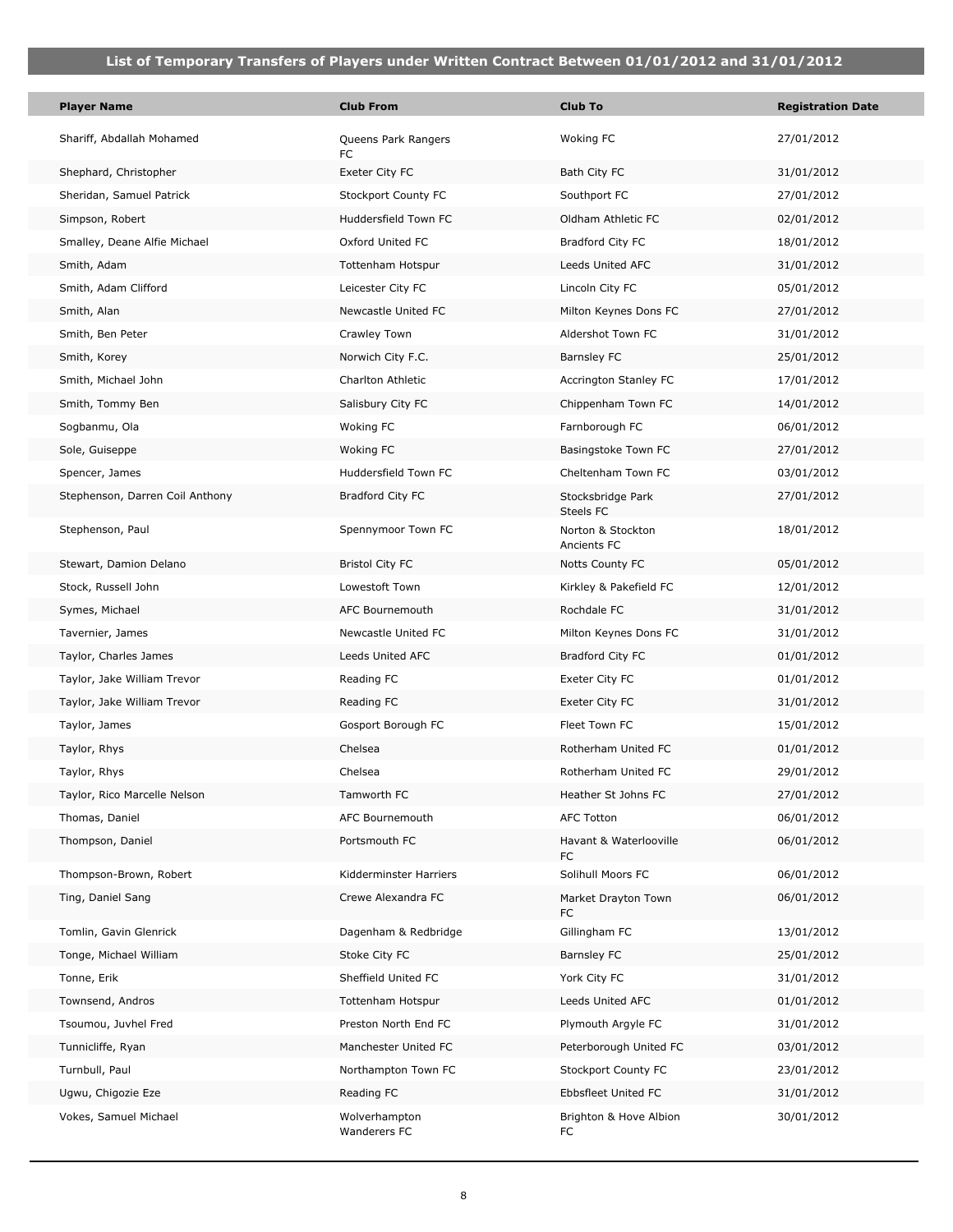## List of Temporary Transfers of Players under Written Contract Between 01/01/2012 and 31/01/2012

| Player Name | Club From | Club To | Registration Date |
|---|---|---|---|
| Shariff, Abdallah Mohamed | Queens Park Rangers FC | Woking FC | 27/01/2012 |
| Shephard, Christopher | Exeter City FC | Bath City FC | 31/01/2012 |
| Sheridan, Samuel Patrick | Stockport County FC | Southport FC | 27/01/2012 |
| Simpson, Robert | Huddersfield Town FC | Oldham Athletic FC | 02/01/2012 |
| Smalley, Deane Alfie Michael | Oxford United FC | Bradford City FC | 18/01/2012 |
| Smith, Adam | Tottenham Hotspur | Leeds United AFC | 31/01/2012 |
| Smith, Adam Clifford | Leicester City FC | Lincoln City FC | 05/01/2012 |
| Smith, Alan | Newcastle United FC | Milton Keynes Dons FC | 27/01/2012 |
| Smith, Ben Peter | Crawley Town | Aldershot Town FC | 31/01/2012 |
| Smith, Korey | Norwich City F.C. | Barnsley FC | 25/01/2012 |
| Smith, Michael John | Charlton Athletic | Accrington Stanley FC | 17/01/2012 |
| Smith, Tommy Ben | Salisbury City FC | Chippenham Town FC | 14/01/2012 |
| Sogbanmu, Ola | Woking FC | Farnborough FC | 06/01/2012 |
| Sole, Guiseppe | Woking FC | Basingstoke Town FC | 27/01/2012 |
| Spencer, James | Huddersfield Town FC | Cheltenham Town FC | 03/01/2012 |
| Stephenson, Darren Coil Anthony | Bradford City FC | Stocksbridge Park Steels FC | 27/01/2012 |
| Stephenson, Paul | Spennymoor Town FC | Norton & Stockton Ancients FC | 18/01/2012 |
| Stewart, Damion Delano | Bristol City FC | Notts County FC | 05/01/2012 |
| Stock, Russell John | Lowestoft Town | Kirkley & Pakefield FC | 12/01/2012 |
| Symes, Michael | AFC Bournemouth | Rochdale FC | 31/01/2012 |
| Tavernier, James | Newcastle United FC | Milton Keynes Dons FC | 31/01/2012 |
| Taylor, Charles James | Leeds United AFC | Bradford City FC | 01/01/2012 |
| Taylor, Jake William Trevor | Reading FC | Exeter City FC | 01/01/2012 |
| Taylor, Jake William Trevor | Reading FC | Exeter City FC | 31/01/2012 |
| Taylor, James | Gosport Borough FC | Fleet Town FC | 15/01/2012 |
| Taylor, Rhys | Chelsea | Rotherham United FC | 01/01/2012 |
| Taylor, Rhys | Chelsea | Rotherham United FC | 29/01/2012 |
| Taylor, Rico Marcelle Nelson | Tamworth FC | Heather St Johns FC | 27/01/2012 |
| Thomas, Daniel | AFC Bournemouth | AFC Totton | 06/01/2012 |
| Thompson, Daniel | Portsmouth FC | Havant & Waterlooville FC | 06/01/2012 |
| Thompson-Brown, Robert | Kidderminster Harriers | Solihull Moors FC | 06/01/2012 |
| Ting, Daniel Sang | Crewe Alexandra FC | Market Drayton Town FC | 06/01/2012 |
| Tomlin, Gavin Glenrick | Dagenham & Redbridge | Gillingham FC | 13/01/2012 |
| Tonge, Michael William | Stoke City FC | Barnsley FC | 25/01/2012 |
| Tonne, Erik | Sheffield United FC | York City FC | 31/01/2012 |
| Townsend, Andros | Tottenham Hotspur | Leeds United AFC | 01/01/2012 |
| Tsoumou, Juvhel Fred | Preston North End FC | Plymouth Argyle FC | 31/01/2012 |
| Tunnicliffe, Ryan | Manchester United FC | Peterborough United FC | 03/01/2012 |
| Turnbull, Paul | Northampton Town FC | Stockport County FC | 23/01/2012 |
| Ugwu, Chigozie Eze | Reading FC | Ebbsfleet United FC | 31/01/2012 |
| Vokes, Samuel Michael | Wolverhampton Wanderers FC | Brighton & Hove Albion FC | 30/01/2012 |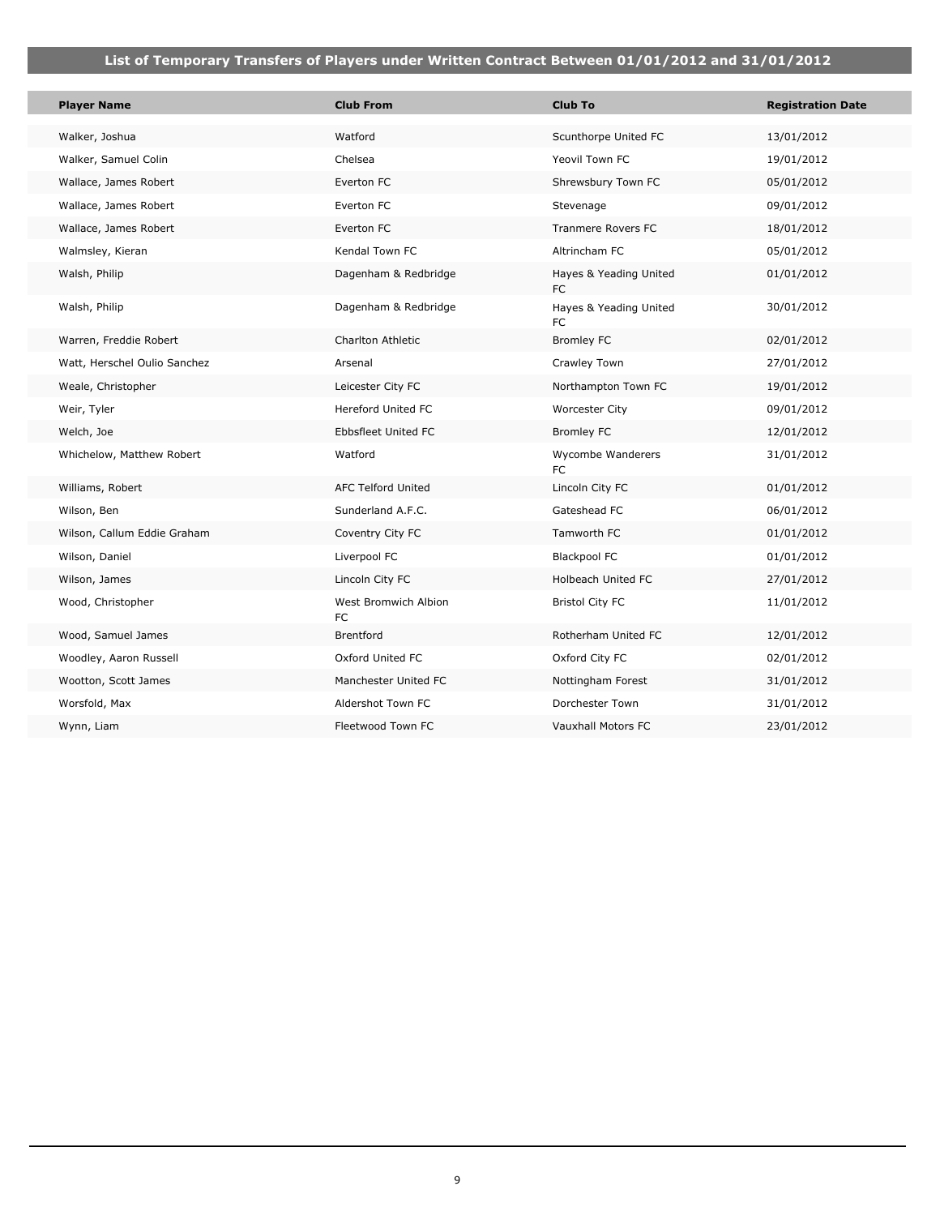## List of Temporary Transfers of Players under Written Contract Between 01/01/2012 and 31/01/2012

| Player Name | Club From | Club To | Registration Date |
|---|---|---|---|
| Walker, Joshua | Watford | Scunthorpe United FC | 13/01/2012 |
| Walker, Samuel Colin | Chelsea | Yeovil Town FC | 19/01/2012 |
| Wallace, James Robert | Everton FC | Shrewsbury Town FC | 05/01/2012 |
| Wallace, James Robert | Everton FC | Stevenage | 09/01/2012 |
| Wallace, James Robert | Everton FC | Tranmere Rovers FC | 18/01/2012 |
| Walmsley, Kieran | Kendal Town FC | Altrincham FC | 05/01/2012 |
| Walsh, Philip | Dagenham & Redbridge | Hayes & Yeading United FC | 01/01/2012 |
| Walsh, Philip | Dagenham & Redbridge | Hayes & Yeading United FC | 30/01/2012 |
| Warren, Freddie Robert | Charlton Athletic | Bromley FC | 02/01/2012 |
| Watt, Herschel Oulio Sanchez | Arsenal | Crawley Town | 27/01/2012 |
| Weale, Christopher | Leicester City FC | Northampton Town FC | 19/01/2012 |
| Weir, Tyler | Hereford United FC | Worcester City | 09/01/2012 |
| Welch, Joe | Ebbsfleet United FC | Bromley FC | 12/01/2012 |
| Whichelow, Matthew Robert | Watford | Wycombe Wanderers FC | 31/01/2012 |
| Williams, Robert | AFC Telford United | Lincoln City FC | 01/01/2012 |
| Wilson, Ben | Sunderland A.F.C. | Gateshead FC | 06/01/2012 |
| Wilson, Callum Eddie Graham | Coventry City FC | Tamworth FC | 01/01/2012 |
| Wilson, Daniel | Liverpool FC | Blackpool FC | 01/01/2012 |
| Wilson, James | Lincoln City FC | Holbeach United FC | 27/01/2012 |
| Wood, Christopher | West Bromwich Albion FC | Bristol City FC | 11/01/2012 |
| Wood, Samuel James | Brentford | Rotherham United FC | 12/01/2012 |
| Woodley, Aaron Russell | Oxford United FC | Oxford City FC | 02/01/2012 |
| Wootton, Scott James | Manchester United FC | Nottingham Forest | 31/01/2012 |
| Worsfold, Max | Aldershot Town FC | Dorchester Town | 31/01/2012 |
| Wynn, Liam | Fleetwood Town FC | Vauxhall Motors FC | 23/01/2012 |